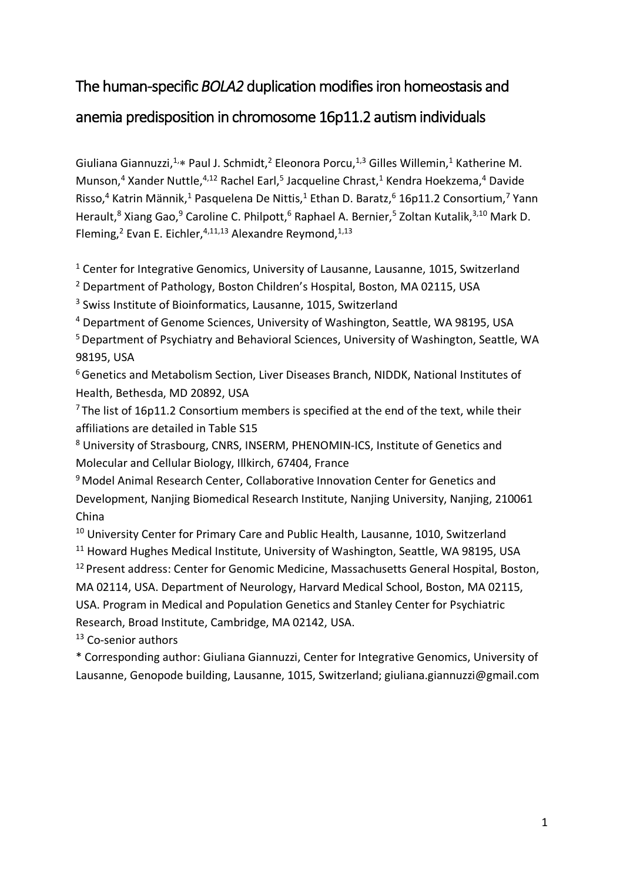# The human-specific *BOLA2* duplication modifies iron homeostasis and anemia predisposition in chromosome 16p11.2 autism individuals

Giuliana Giannuzzi,[1,*] Paul J. Schmidt,[2] Eleonora Porcu,[1,3] Gilles Willemin,[1] Katherine M. Munson,[4] Xander Nuttle,[4,12] Rachel Earl,[5] Jacqueline Chrast,[1] Kendra Hoekzema,[4] Davide Risso,[4] Katrin Männik,[1] Pasquelena De Nittis,[1] Ethan D. Baratz,[6] 16p11.2 Consortium,[7] Yann Herault,[8] Xiang Gao,[9] Caroline C. Philpott,[6] Raphael A. Bernier,[5] Zoltan Kutalik,[3,10] Mark D. Fleming,[2] Evan E. Eichler,[4,11,13] Alexandre Reymond,[1,13]

[1] Center for Integrative Genomics, University of Lausanne, Lausanne, 1015, Switzerland

[2] Department of Pathology, Boston Children's Hospital, Boston, MA 02115, USA

[3] Swiss Institute of Bioinformatics, Lausanne, 1015, Switzerland

[4] Department of Genome Sciences, University of Washington, Seattle, WA 98195, USA

[5] Department of Psychiatry and Behavioral Sciences, University of Washington, Seattle, WA 98195, USA

[6] Genetics and Metabolism Section, Liver Diseases Branch, NIDDK, National Institutes of Health, Bethesda, MD 20892, USA

[7] The list of 16p11.2 Consortium members is specified at the end of the text, while their affiliations are detailed in Table S15

[8] University of Strasbourg, CNRS, INSERM, PHENOMIN-ICS, Institute of Genetics and Molecular and Cellular Biology, Illkirch, 67404, France

[9] Model Animal Research Center, Collaborative Innovation Center for Genetics and Development, Nanjing Biomedical Research Institute, Nanjing University, Nanjing, 210061 China

[10] University Center for Primary Care and Public Health, Lausanne, 1010, Switzerland

[11] Howard Hughes Medical Institute, University of Washington, Seattle, WA 98195, USA

[12] Present address: Center for Genomic Medicine, Massachusetts General Hospital, Boston, MA 02114, USA. Department of Neurology, Harvard Medical School, Boston, MA 02115, USA. Program in Medical and Population Genetics and Stanley Center for Psychiatric Research, Broad Institute, Cambridge, MA 02142, USA.

[13] Co-senior authors

\* Corresponding author: Giuliana Giannuzzi, Center for Integrative Genomics, University of Lausanne, Genopode building, Lausanne, 1015, Switzerland; giuliana.giannuzzi@gmail.com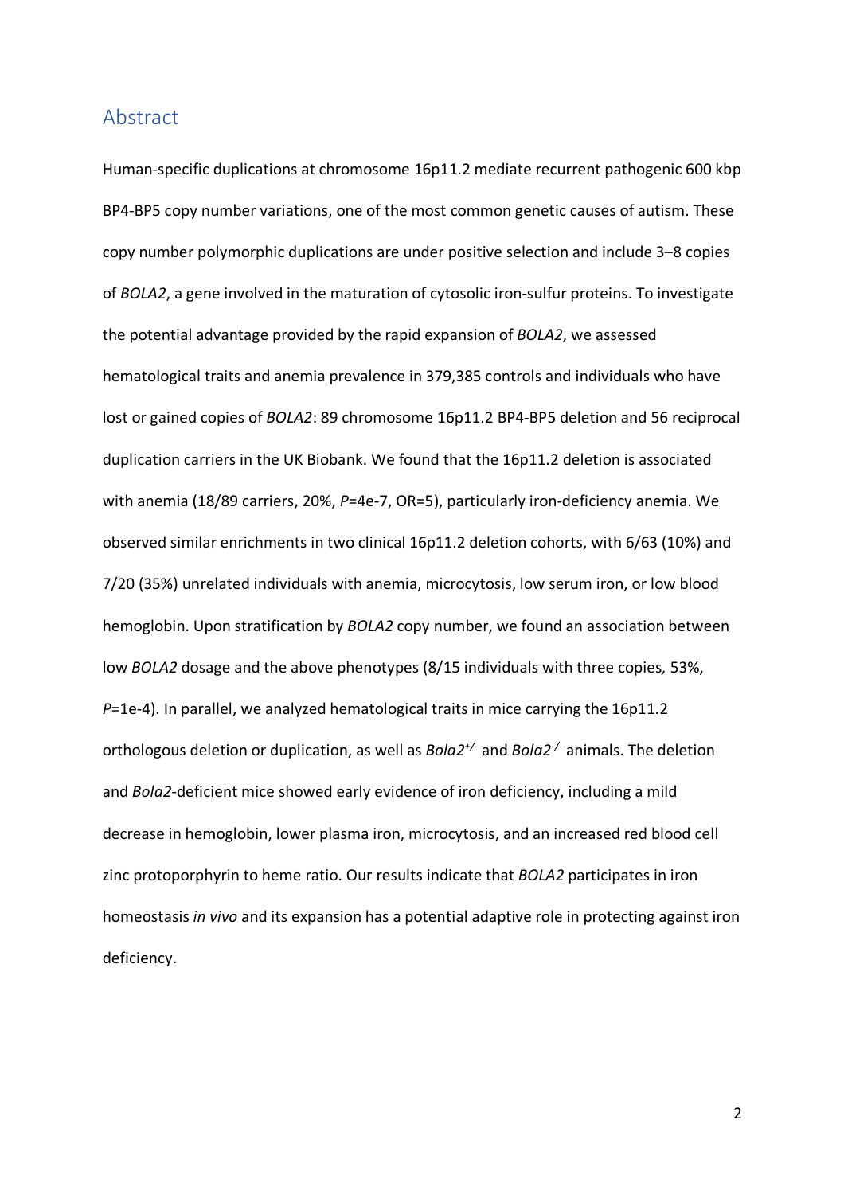## Abstract

Human-specific duplications at chromosome 16p11.2 mediate recurrent pathogenic 600 kbp BP4-BP5 copy number variations, one of the most common genetic causes of autism. These copy number polymorphic duplications are under positive selection and include 3–8 copies of *BOLA2*, a gene involved in the maturation of cytosolic iron-sulfur proteins. To investigate the potential advantage provided by the rapid expansion of *BOLA2*, we assessed hematological traits and anemia prevalence in 379,385 controls and individuals who have lost or gained copies of *BOLA2*: 89 chromosome 16p11.2 BP4-BP5 deletion and 56 reciprocal duplication carriers in the UK Biobank. We found that the 16p11.2 deletion is associated with anemia (18/89 carriers, 20%, *P*=4e-7, OR=5), particularly iron-deficiency anemia. We observed similar enrichments in two clinical 16p11.2 deletion cohorts, with 6/63 (10%) and 7/20 (35%) unrelated individuals with anemia, microcytosis, low serum iron, or low blood hemoglobin. Upon stratification by *BOLA2* copy number, we found an association between low *BOLA2* dosage and the above phenotypes (8/15 individuals with three copies*,* 53%, *P*=1e-4). In parallel, we analyzed hematological traits in mice carrying the 16p11.2 orthologous deletion or duplication, as well as *Bola2*$^{+/-}$ and *Bola2*$^{-/-}$ animals. The deletion and *Bola2*-deficient mice showed early evidence of iron deficiency, including a mild decrease in hemoglobin, lower plasma iron, microcytosis, and an increased red blood cell zinc protoporphyrin to heme ratio. Our results indicate that *BOLA2* participates in iron homeostasis *in vivo* and its expansion has a potential adaptive role in protecting against iron deficiency.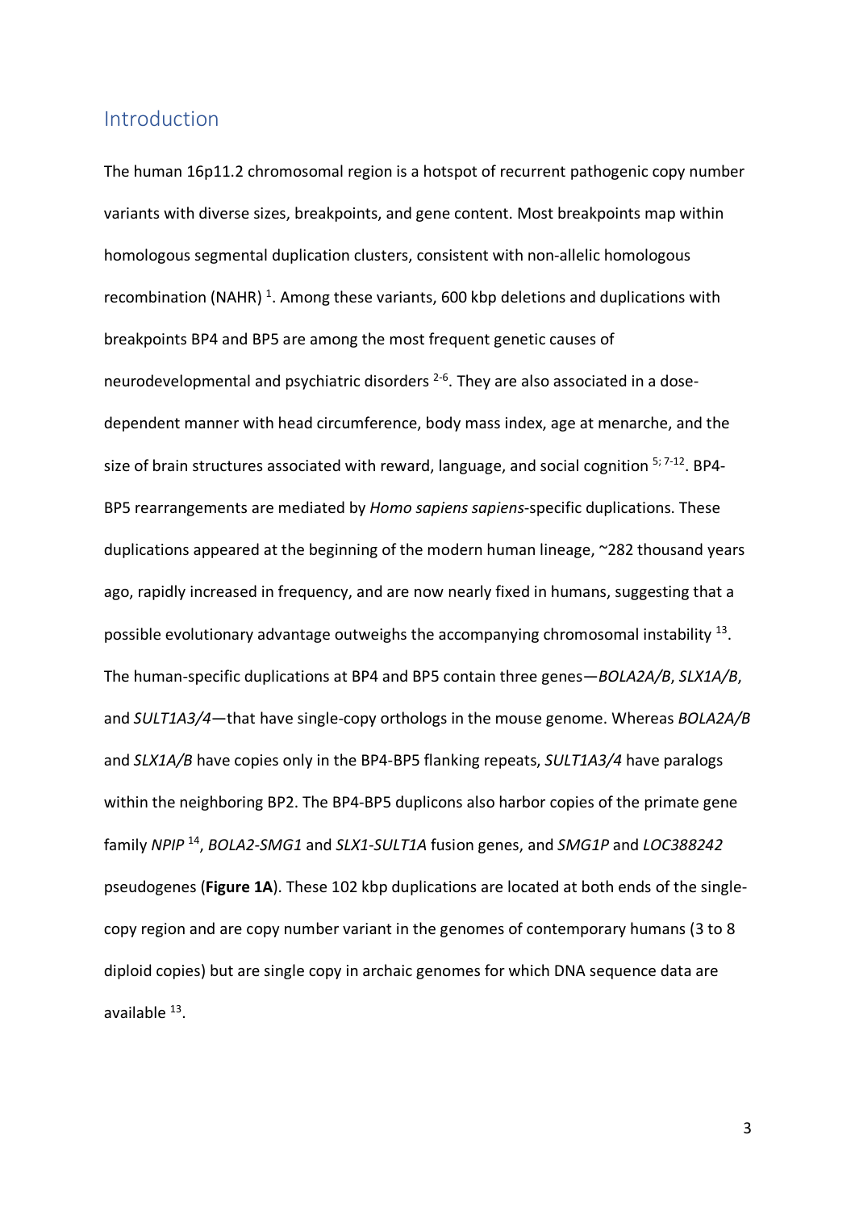## Introduction

The human 16p11.2 chromosomal region is a hotspot of recurrent pathogenic copy number variants with diverse sizes, breakpoints, and gene content. Most breakpoints map within homologous segmental duplication clusters, consistent with non-allelic homologous recombination (NAHR) [1]. Among these variants, 600 kbp deletions and duplications with breakpoints BP4 and BP5 are among the most frequent genetic causes of neurodevelopmental and psychiatric disorders [2-6]. They are also associated in a dose-dependent manner with head circumference, body mass index, age at menarche, and the size of brain structures associated with reward, language, and social cognition [5; 7-12]. BP4-BP5 rearrangements are mediated by *Homo sapiens sapiens*-specific duplications. These duplications appeared at the beginning of the modern human lineage, ~282 thousand years ago, rapidly increased in frequency, and are now nearly fixed in humans, suggesting that a possible evolutionary advantage outweighs the accompanying chromosomal instability [13]. The human-specific duplications at BP4 and BP5 contain three genes—*BOLA2A/B*, *SLX1A/B*, and *SULT1A3/4*—that have single-copy orthologs in the mouse genome. Whereas *BOLA2A/B* and *SLX1A/B* have copies only in the BP4-BP5 flanking repeats, *SULT1A3/4* have paralogs within the neighboring BP2. The BP4-BP5 duplicons also harbor copies of the primate gene family *NPIP* [14], *BOLA2-SMG1* and *SLX1-SULT1A* fusion genes, and *SMG1P* and *LOC388242* pseudogenes (**Figure 1A**). These 102 kbp duplications are located at both ends of the single-copy region and are copy number variant in the genomes of contemporary humans (3 to 8 diploid copies) but are single copy in archaic genomes for which DNA sequence data are available [13].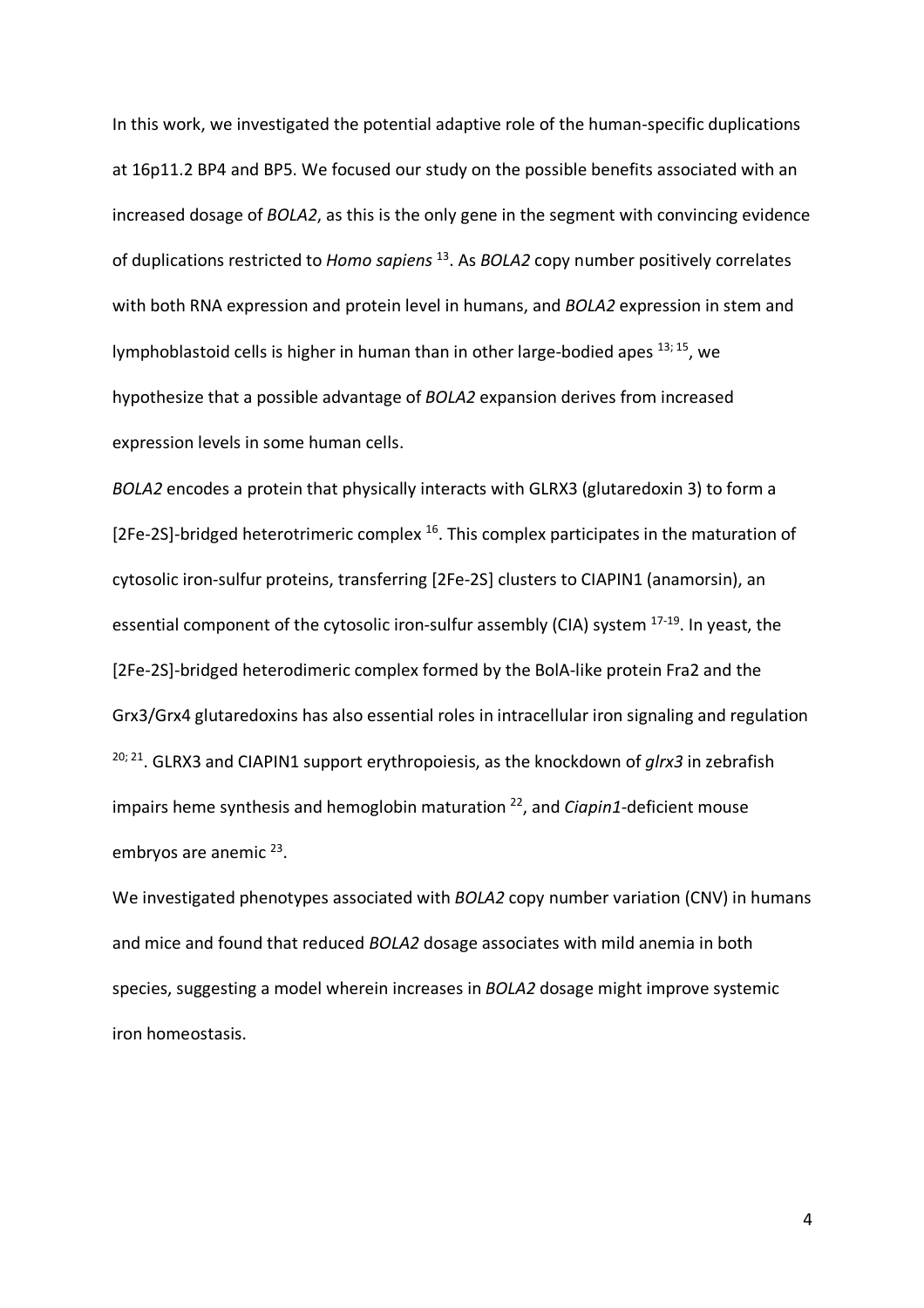In this work, we investigated the potential adaptive role of the human-specific duplications at 16p11.2 BP4 and BP5. We focused our study on the possible benefits associated with an increased dosage of *BOLA2*, as this is the only gene in the segment with convincing evidence of duplications restricted to *Homo sapiens* [13]. As *BOLA2* copy number positively correlates with both RNA expression and protein level in humans, and *BOLA2* expression in stem and lymphoblastoid cells is higher in human than in other large-bodied apes [13; 15], we hypothesize that a possible advantage of *BOLA2* expansion derives from increased expression levels in some human cells.

*BOLA2* encodes a protein that physically interacts with GLRX3 (glutaredoxin 3) to form a [2Fe-2S]-bridged heterotrimeric complex [16]. This complex participates in the maturation of cytosolic iron-sulfur proteins, transferring [2Fe-2S] clusters to CIAPIN1 (anamorsin), an essential component of the cytosolic iron-sulfur assembly (CIA) system [17-19]. In yeast, the [2Fe-2S]-bridged heterodimeric complex formed by the BolA-like protein Fra2 and the Grx3/Grx4 glutaredoxins has also essential roles in intracellular iron signaling and regulation [20; 21]. GLRX3 and CIAPIN1 support erythropoiesis, as the knockdown of *glrx3* in zebrafish impairs heme synthesis and hemoglobin maturation [22], and *Ciapin1*-deficient mouse embryos are anemic [23].

We investigated phenotypes associated with *BOLA2* copy number variation (CNV) in humans and mice and found that reduced *BOLA2* dosage associates with mild anemia in both species, suggesting a model wherein increases in *BOLA2* dosage might improve systemic iron homeostasis.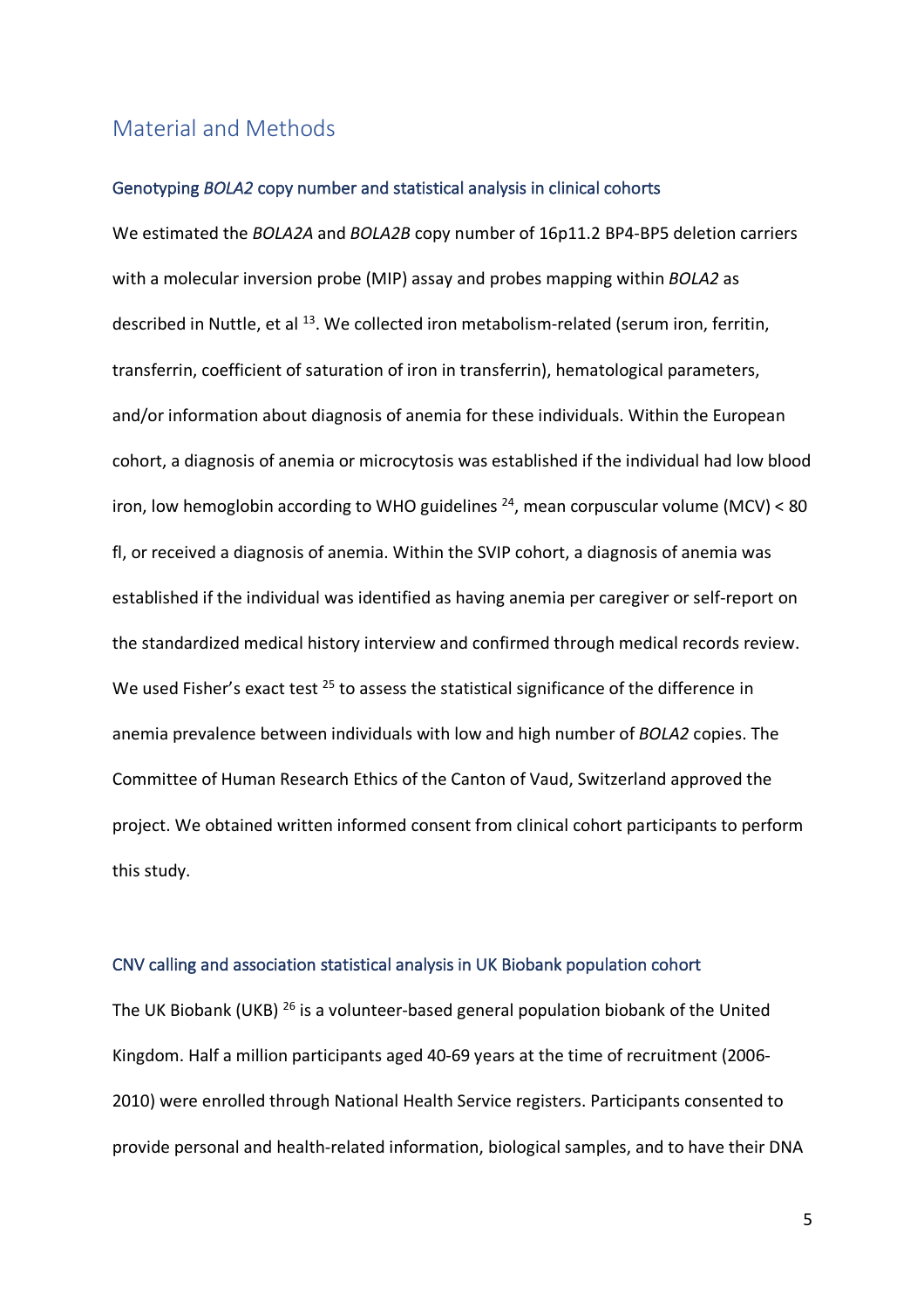## Material and Methods

### Genotyping *BOLA2* copy number and statistical analysis in clinical cohorts

We estimated the *BOLA2A* and *BOLA2B* copy number of 16p11.2 BP4-BP5 deletion carriers with a molecular inversion probe (MIP) assay and probes mapping within *BOLA2* as described in Nuttle, et al [13]. We collected iron metabolism-related (serum iron, ferritin, transferrin, coefficient of saturation of iron in transferrin), hematological parameters, and/or information about diagnosis of anemia for these individuals. Within the European cohort, a diagnosis of anemia or microcytosis was established if the individual had low blood iron, low hemoglobin according to WHO guidelines [24], mean corpuscular volume (MCV) < 80 fl, or received a diagnosis of anemia. Within the SVIP cohort, a diagnosis of anemia was established if the individual was identified as having anemia per caregiver or self-report on the standardized medical history interview and confirmed through medical records review. We used Fisher's exact test [25] to assess the statistical significance of the difference in anemia prevalence between individuals with low and high number of *BOLA2* copies. The Committee of Human Research Ethics of the Canton of Vaud, Switzerland approved the project. We obtained written informed consent from clinical cohort participants to perform this study.

### CNV calling and association statistical analysis in UK Biobank population cohort

The UK Biobank (UKB) [26] is a volunteer-based general population biobank of the United Kingdom. Half a million participants aged 40-69 years at the time of recruitment (2006-2010) were enrolled through National Health Service registers. Participants consented to provide personal and health-related information, biological samples, and to have their DNA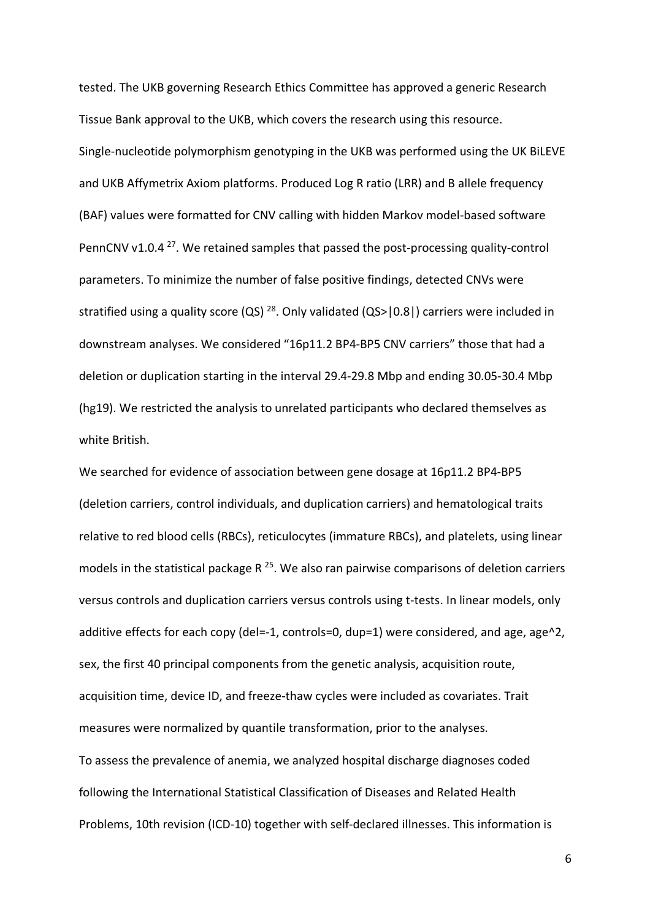tested. The UKB governing Research Ethics Committee has approved a generic Research Tissue Bank approval to the UKB, which covers the research using this resource.

Single-nucleotide polymorphism genotyping in the UKB was performed using the UK BiLEVE and UKB Affymetrix Axiom platforms. Produced Log R ratio (LRR) and B allele frequency (BAF) values were formatted for CNV calling with hidden Markov model-based software PennCNV v1.0.4 [27]. We retained samples that passed the post-processing quality-control parameters. To minimize the number of false positive findings, detected CNVs were stratified using a quality score (QS) [28]. Only validated (QS>|0.8|) carriers were included in downstream analyses. We considered "16p11.2 BP4-BP5 CNV carriers" those that had a deletion or duplication starting in the interval 29.4-29.8 Mbp and ending 30.05-30.4 Mbp (hg19). We restricted the analysis to unrelated participants who declared themselves as white British.

We searched for evidence of association between gene dosage at 16p11.2 BP4-BP5 (deletion carriers, control individuals, and duplication carriers) and hematological traits relative to red blood cells (RBCs), reticulocytes (immature RBCs), and platelets, using linear models in the statistical package R [25]. We also ran pairwise comparisons of deletion carriers versus controls and duplication carriers versus controls using t-tests. In linear models, only additive effects for each copy (del=-1, controls=0, dup=1) were considered, and age, age^2, sex, the first 40 principal components from the genetic analysis, acquisition route, acquisition time, device ID, and freeze-thaw cycles were included as covariates. Trait measures were normalized by quantile transformation, prior to the analyses.

To assess the prevalence of anemia, we analyzed hospital discharge diagnoses coded following the International Statistical Classification of Diseases and Related Health Problems, 10th revision (ICD-10) together with self-declared illnesses. This information is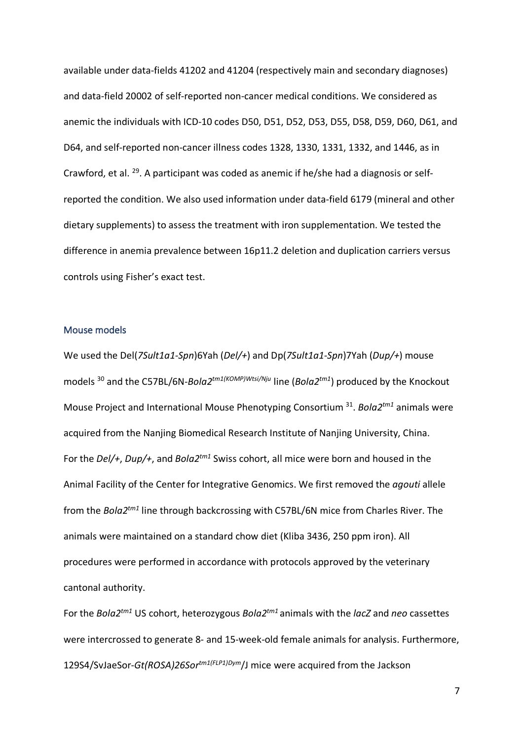available under data-fields 41202 and 41204 (respectively main and secondary diagnoses) and data-field 20002 of self-reported non-cancer medical conditions. We considered as anemic the individuals with ICD-10 codes D50, D51, D52, D53, D55, D58, D59, D60, D61, and D64, and self-reported non-cancer illness codes 1328, 1330, 1331, 1332, and 1446, as in Crawford, et al. [29]. A participant was coded as anemic if he/she had a diagnosis or self-reported the condition. We also used information under data-field 6179 (mineral and other dietary supplements) to assess the treatment with iron supplementation. We tested the difference in anemia prevalence between 16p11.2 deletion and duplication carriers versus controls using Fisher's exact test.

## Mouse models

We used the Del(*7Sult1a1-Spn*)6Yah (*Del/+*) and Dp(*7Sult1a1-Spn*)7Yah (*Dup/+*) mouse models [30] and the C57BL/6N-*Bola2$^{tm1(KOMP)Wtsi/Nju}$* line (*Bola2$^{tm1}$*) produced by the Knockout Mouse Project and International Mouse Phenotyping Consortium [31]. *Bola2$^{tm1}$* animals were acquired from the Nanjing Biomedical Research Institute of Nanjing University, China.
For the *Del/+*, *Dup/+*, and *Bola2$^{tm1}$* Swiss cohort, all mice were born and housed in the Animal Facility of the Center for Integrative Genomics. We first removed the *agouti* allele from the *Bola2$^{tm1}$* line through backcrossing with C57BL/6N mice from Charles River. The animals were maintained on a standard chow diet (Kliba 3436, 250 ppm iron). All procedures were performed in accordance with protocols approved by the veterinary cantonal authority.
For the *Bola2$^{tm1}$* US cohort, heterozygous *Bola2$^{tm1}$* animals with the *lacZ* and *neo* cassettes were intercrossed to generate 8- and 15-week-old female animals for analysis. Furthermore, 129S4/SvJaeSor-*Gt(ROSA)26Sor$^{tm1(FLP1)Dym}$*/J mice were acquired from the Jackson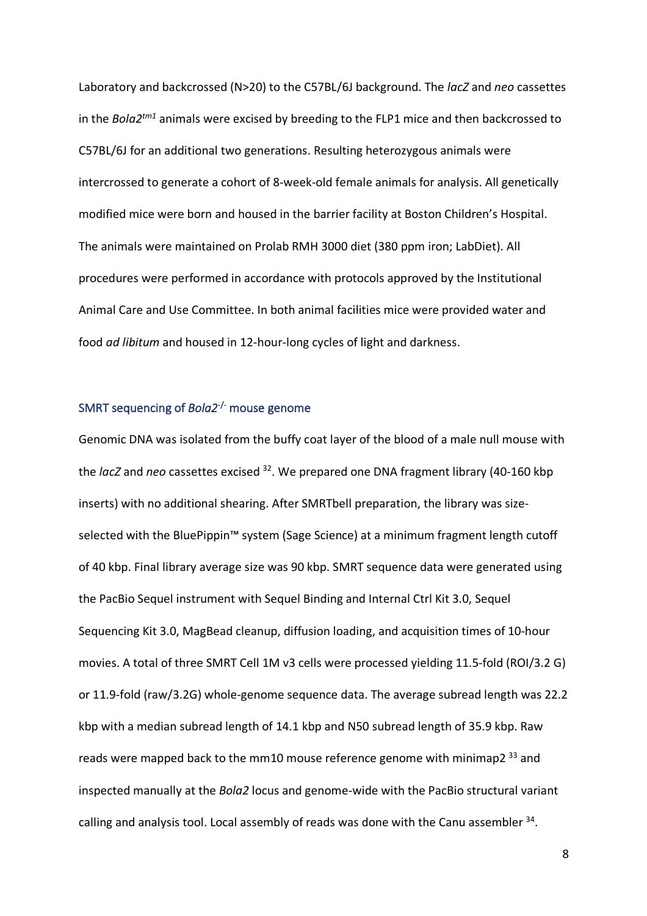Laboratory and backcrossed (N>20) to the C57BL/6J background. The *lacZ* and *neo* cassettes in the *Bola2$^{tm1}$* animals were excised by breeding to the FLP1 mice and then backcrossed to C57BL/6J for an additional two generations. Resulting heterozygous animals were intercrossed to generate a cohort of 8-week-old female animals for analysis. All genetically modified mice were born and housed in the barrier facility at Boston Children's Hospital. The animals were maintained on Prolab RMH 3000 diet (380 ppm iron; LabDiet). All procedures were performed in accordance with protocols approved by the Institutional Animal Care and Use Committee. In both animal facilities mice were provided water and food *ad libitum* and housed in 12-hour-long cycles of light and darkness.

### SMRT sequencing of *Bola2$^{-/-}$* mouse genome

Genomic DNA was isolated from the buffy coat layer of the blood of a male null mouse with the *lacZ* and *neo* cassettes excised [32]. We prepared one DNA fragment library (40-160 kbp inserts) with no additional shearing. After SMRTbell preparation, the library was size-selected with the BluePippin™ system (Sage Science) at a minimum fragment length cutoff of 40 kbp. Final library average size was 90 kbp. SMRT sequence data were generated using the PacBio Sequel instrument with Sequel Binding and Internal Ctrl Kit 3.0, Sequel Sequencing Kit 3.0, MagBead cleanup, diffusion loading, and acquisition times of 10-hour movies. A total of three SMRT Cell 1M v3 cells were processed yielding 11.5-fold (ROI/3.2 G) or 11.9-fold (raw/3.2G) whole-genome sequence data. The average subread length was 22.2 kbp with a median subread length of 14.1 kbp and N50 subread length of 35.9 kbp. Raw reads were mapped back to the mm10 mouse reference genome with minimap2 [33] and inspected manually at the *Bola2* locus and genome-wide with the PacBio structural variant calling and analysis tool. Local assembly of reads was done with the Canu assembler [34].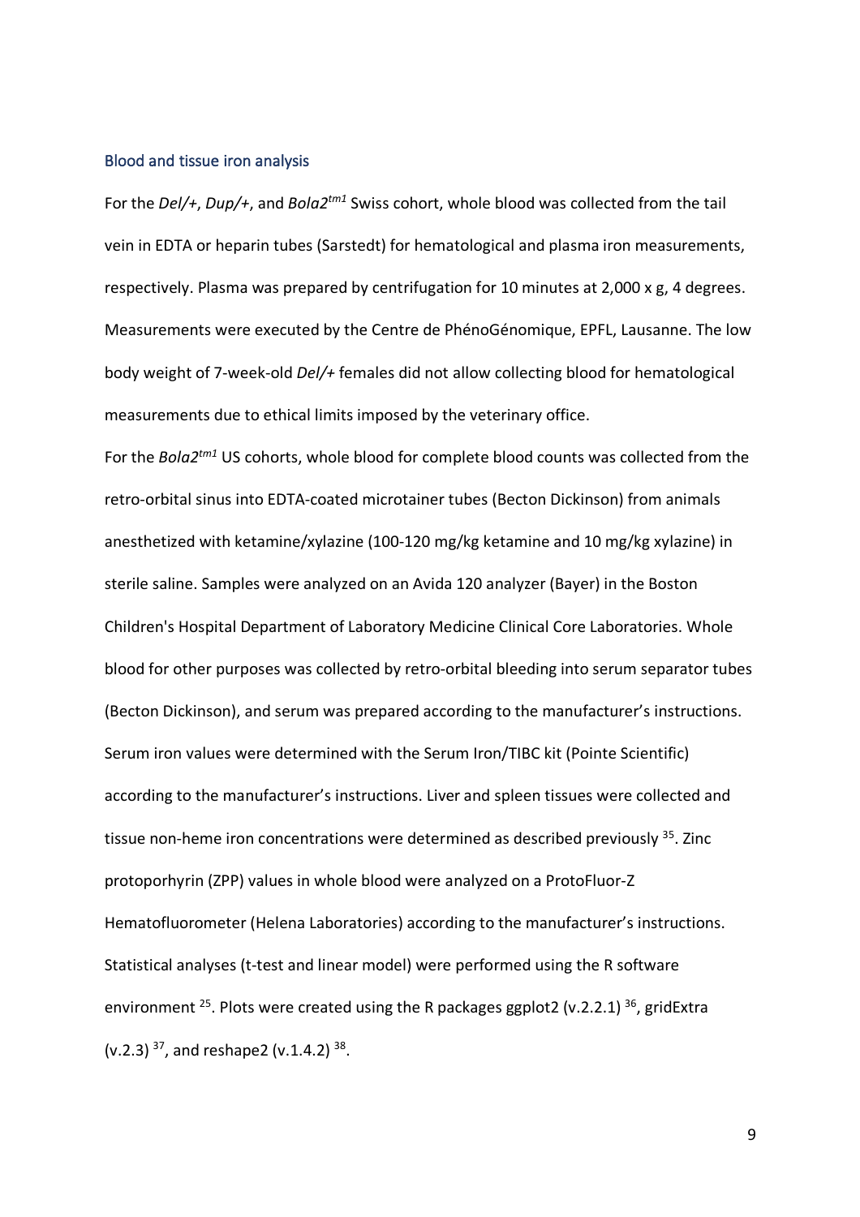## Blood and tissue iron analysis

For the *Del/+*, *Dup/+*, and *Bola2*$^{tm1}$ Swiss cohort, whole blood was collected from the tail vein in EDTA or heparin tubes (Sarstedt) for hematological and plasma iron measurements, respectively. Plasma was prepared by centrifugation for 10 minutes at 2,000 x g, 4 degrees. Measurements were executed by the Centre de PhénoGénomique, EPFL, Lausanne. The low body weight of 7-week-old *Del/+* females did not allow collecting blood for hematological measurements due to ethical limits imposed by the veterinary office.

For the *Bola2*$^{tm1}$ US cohorts, whole blood for complete blood counts was collected from the retro-orbital sinus into EDTA-coated microtainer tubes (Becton Dickinson) from animals anesthetized with ketamine/xylazine (100-120 mg/kg ketamine and 10 mg/kg xylazine) in sterile saline. Samples were analyzed on an Avida 120 analyzer (Bayer) in the Boston Children's Hospital Department of Laboratory Medicine Clinical Core Laboratories. Whole blood for other purposes was collected by retro-orbital bleeding into serum separator tubes (Becton Dickinson), and serum was prepared according to the manufacturer's instructions. Serum iron values were determined with the Serum Iron/TIBC kit (Pointe Scientific) according to the manufacturer's instructions. Liver and spleen tissues were collected and tissue non-heme iron concentrations were determined as described previously [35]. Zinc protoporhyrin (ZPP) values in whole blood were analyzed on a ProtoFluor-Z Hematofluorometer (Helena Laboratories) according to the manufacturer's instructions. Statistical analyses (t-test and linear model) were performed using the R software environment [25]. Plots were created using the R packages ggplot2 (v.2.2.1) [36], gridExtra (v.2.3) [37], and reshape2 (v.1.4.2) [38].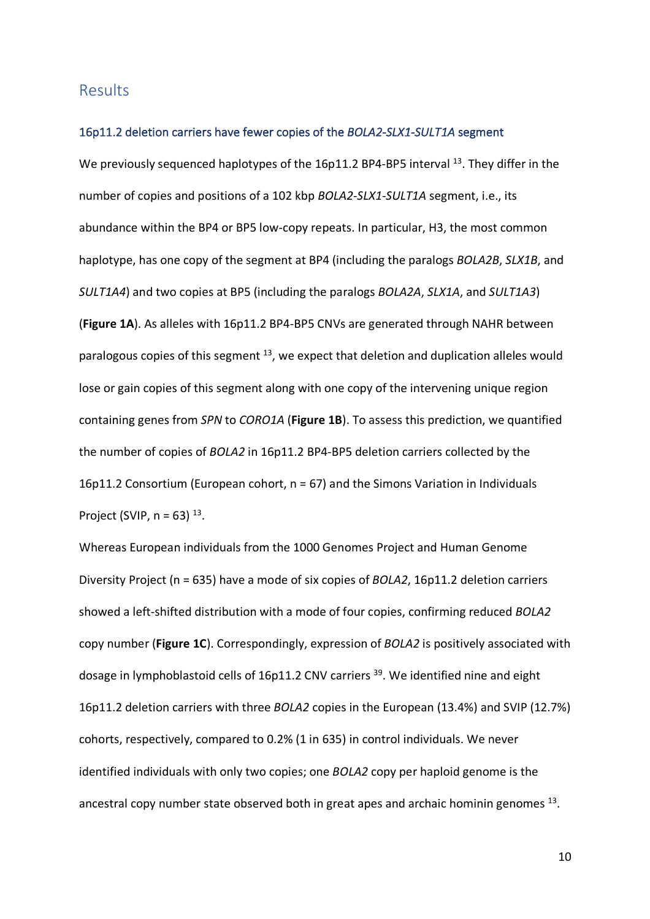## Results

### 16p11.2 deletion carriers have fewer copies of the *BOLA2-SLX1-SULT1A* segment

We previously sequenced haplotypes of the 16p11.2 BP4-BP5 interval [13]. They differ in the number of copies and positions of a 102 kbp *BOLA2-SLX1-SULT1A* segment, i.e., its abundance within the BP4 or BP5 low-copy repeats. In particular, H3, the most common haplotype, has one copy of the segment at BP4 (including the paralogs *BOLA2B*, *SLX1B*, and *SULT1A4*) and two copies at BP5 (including the paralogs *BOLA2A*, *SLX1A*, and *SULT1A3*) (**Figure 1A**). As alleles with 16p11.2 BP4-BP5 CNVs are generated through NAHR between paralogous copies of this segment [13], we expect that deletion and duplication alleles would lose or gain copies of this segment along with one copy of the intervening unique region containing genes from *SPN* to *CORO1A* (**Figure 1B**). To assess this prediction, we quantified the number of copies of *BOLA2* in 16p11.2 BP4-BP5 deletion carriers collected by the 16p11.2 Consortium (European cohort, n = 67) and the Simons Variation in Individuals Project (SVIP, n = 63) [13].

Whereas European individuals from the 1000 Genomes Project and Human Genome Diversity Project (n = 635) have a mode of six copies of *BOLA2*, 16p11.2 deletion carriers showed a left-shifted distribution with a mode of four copies, confirming reduced *BOLA2* copy number (**Figure 1C**). Correspondingly, expression of *BOLA2* is positively associated with dosage in lymphoblastoid cells of 16p11.2 CNV carriers [39]. We identified nine and eight 16p11.2 deletion carriers with three *BOLA2* copies in the European (13.4%) and SVIP (12.7%) cohorts, respectively, compared to 0.2% (1 in 635) in control individuals. We never identified individuals with only two copies; one *BOLA2* copy per haploid genome is the ancestral copy number state observed both in great apes and archaic hominin genomes [13].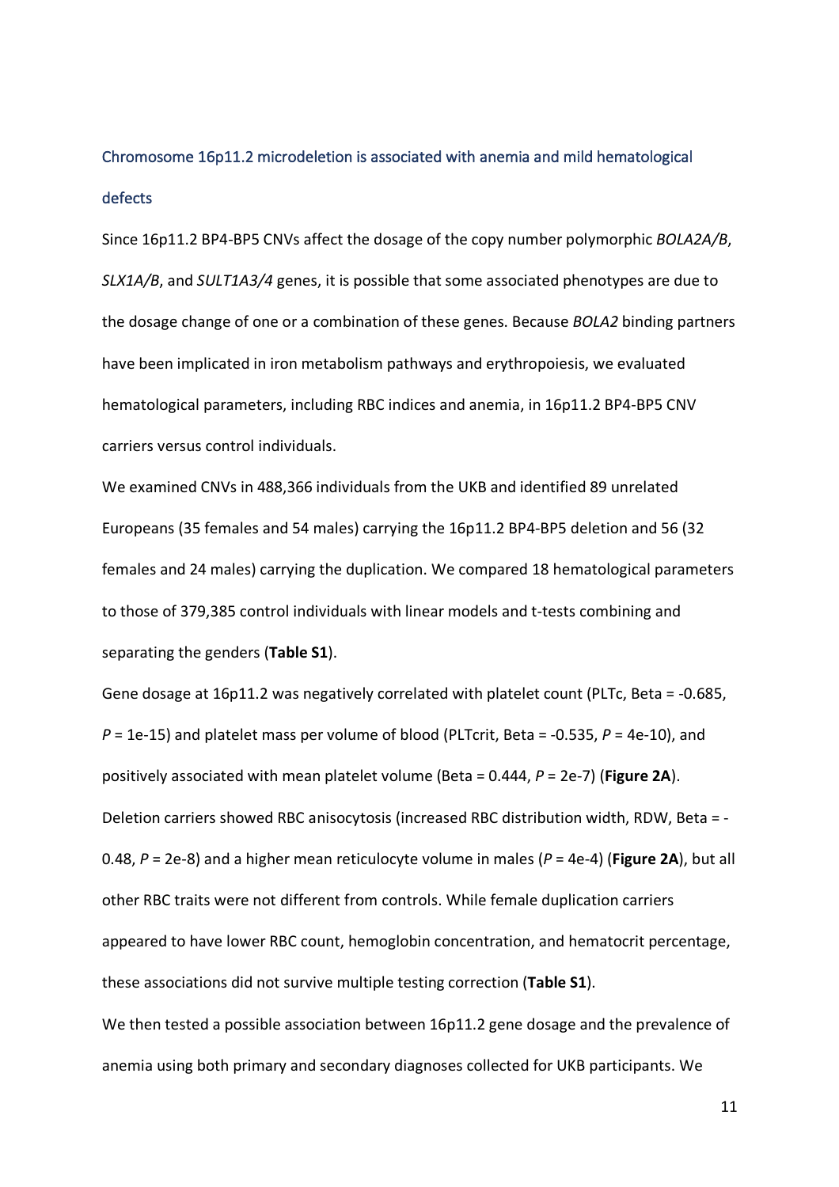## Chromosome 16p11.2 microdeletion is associated with anemia and mild hematological defects

Since 16p11.2 BP4-BP5 CNVs affect the dosage of the copy number polymorphic *BOLA2A/B*, *SLX1A/B*, and *SULT1A3/4* genes, it is possible that some associated phenotypes are due to the dosage change of one or a combination of these genes. Because *BOLA2* binding partners have been implicated in iron metabolism pathways and erythropoiesis, we evaluated hematological parameters, including RBC indices and anemia, in 16p11.2 BP4-BP5 CNV carriers versus control individuals.

We examined CNVs in 488,366 individuals from the UKB and identified 89 unrelated Europeans (35 females and 54 males) carrying the 16p11.2 BP4-BP5 deletion and 56 (32 females and 24 males) carrying the duplication. We compared 18 hematological parameters to those of 379,385 control individuals with linear models and t-tests combining and separating the genders (**Table S1**).

Gene dosage at 16p11.2 was negatively correlated with platelet count (PLTc, Beta = -0.685, *P* = 1e-15) and platelet mass per volume of blood (PLTcrit, Beta = -0.535, *P* = 4e-10), and positively associated with mean platelet volume (Beta = 0.444, *P* = 2e-7) (**Figure 2A**). Deletion carriers showed RBC anisocytosis (increased RBC distribution width, RDW, Beta = -0.48, *P* = 2e-8) and a higher mean reticulocyte volume in males (*P* = 4e-4) (**Figure 2A**), but all other RBC traits were not different from controls. While female duplication carriers appeared to have lower RBC count, hemoglobin concentration, and hematocrit percentage, these associations did not survive multiple testing correction (**Table S1**).

We then tested a possible association between 16p11.2 gene dosage and the prevalence of anemia using both primary and secondary diagnoses collected for UKB participants. We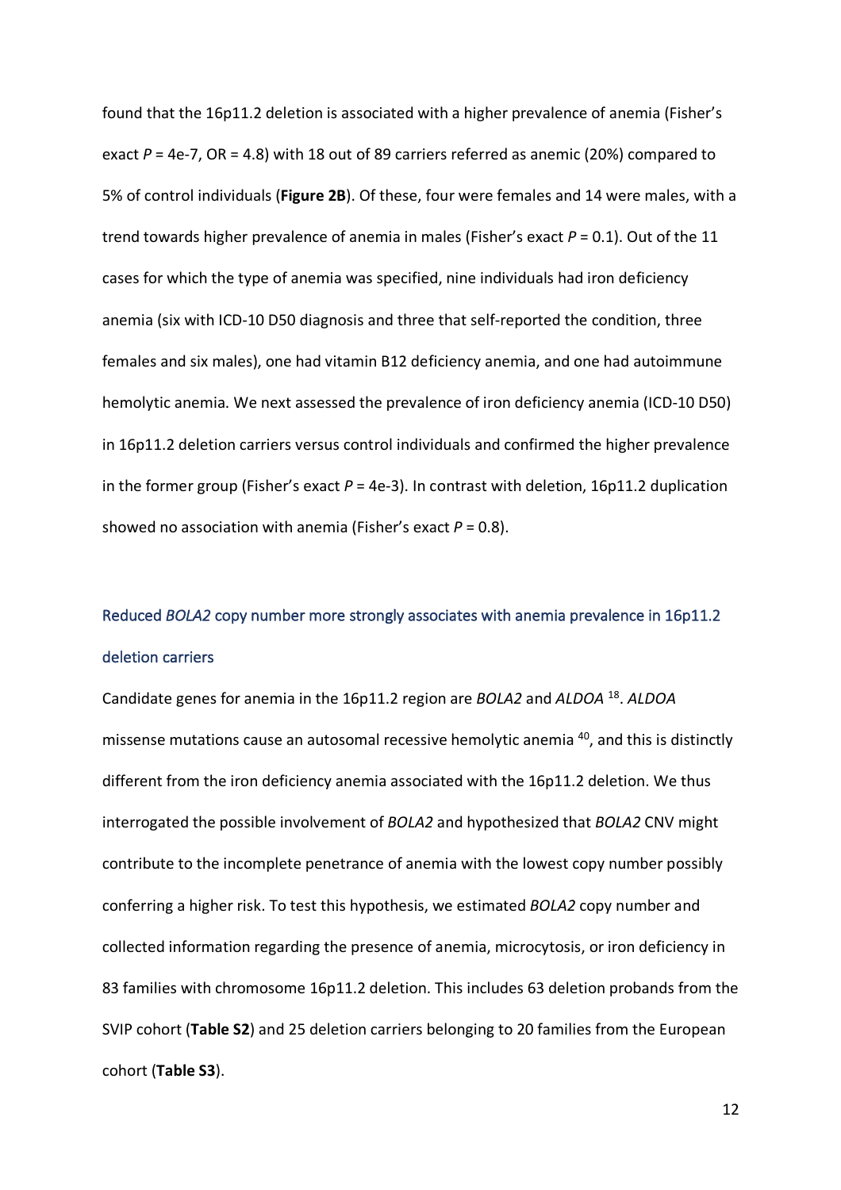found that the 16p11.2 deletion is associated with a higher prevalence of anemia (Fisher's exact *P* = 4e-7, OR = 4.8) with 18 out of 89 carriers referred as anemic (20%) compared to 5% of control individuals (**Figure 2B**). Of these, four were females and 14 were males, with a trend towards higher prevalence of anemia in males (Fisher's exact *P* = 0.1). Out of the 11 cases for which the type of anemia was specified, nine individuals had iron deficiency anemia (six with ICD-10 D50 diagnosis and three that self-reported the condition, three females and six males), one had vitamin B12 deficiency anemia, and one had autoimmune hemolytic anemia. We next assessed the prevalence of iron deficiency anemia (ICD-10 D50) in 16p11.2 deletion carriers versus control individuals and confirmed the higher prevalence in the former group (Fisher's exact *P* = 4e-3). In contrast with deletion, 16p11.2 duplication showed no association with anemia (Fisher's exact *P* = 0.8).

## Reduced *BOLA2* copy number more strongly associates with anemia prevalence in 16p11.2 deletion carriers

Candidate genes for anemia in the 16p11.2 region are *BOLA2* and *ALDOA* [18]. *ALDOA* missense mutations cause an autosomal recessive hemolytic anemia [40], and this is distinctly different from the iron deficiency anemia associated with the 16p11.2 deletion. We thus interrogated the possible involvement of *BOLA2* and hypothesized that *BOLA2* CNV might contribute to the incomplete penetrance of anemia with the lowest copy number possibly conferring a higher risk. To test this hypothesis, we estimated *BOLA2* copy number and collected information regarding the presence of anemia, microcytosis, or iron deficiency in 83 families with chromosome 16p11.2 deletion. This includes 63 deletion probands from the SVIP cohort (**Table S2**) and 25 deletion carriers belonging to 20 families from the European cohort (**Table S3**).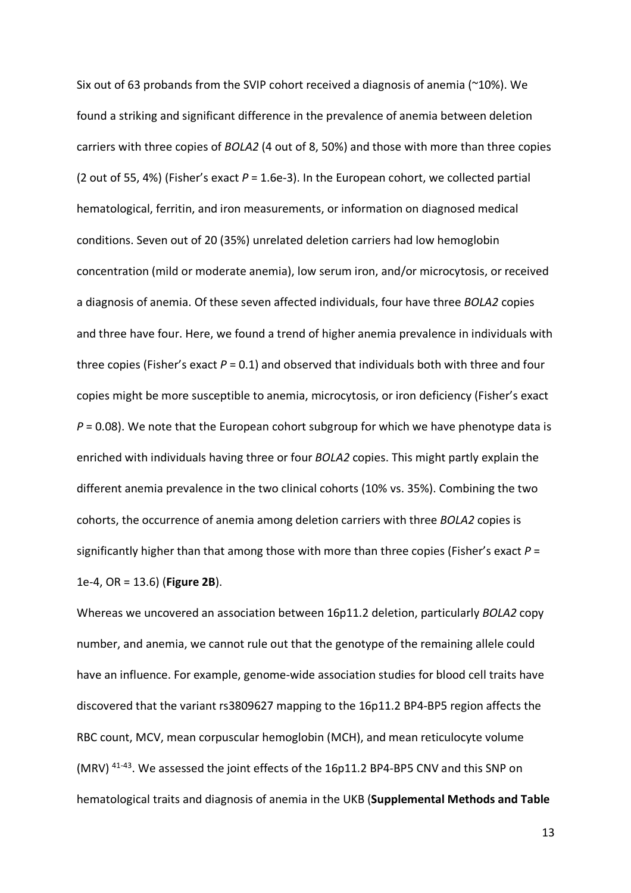Six out of 63 probands from the SVIP cohort received a diagnosis of anemia (~10%). We found a striking and significant difference in the prevalence of anemia between deletion carriers with three copies of *BOLA2* (4 out of 8, 50%) and those with more than three copies (2 out of 55, 4%) (Fisher's exact $P$ = 1.6e-3). In the European cohort, we collected partial hematological, ferritin, and iron measurements, or information on diagnosed medical conditions. Seven out of 20 (35%) unrelated deletion carriers had low hemoglobin concentration (mild or moderate anemia), low serum iron, and/or microcytosis, or received a diagnosis of anemia. Of these seven affected individuals, four have three *BOLA2* copies and three have four. Here, we found a trend of higher anemia prevalence in individuals with three copies (Fisher's exact $P$ = 0.1) and observed that individuals both with three and four copies might be more susceptible to anemia, microcytosis, or iron deficiency (Fisher's exact $P$ = 0.08). We note that the European cohort subgroup for which we have phenotype data is enriched with individuals having three or four *BOLA2* copies. This might partly explain the different anemia prevalence in the two clinical cohorts (10% vs. 35%). Combining the two cohorts, the occurrence of anemia among deletion carriers with three *BOLA2* copies is significantly higher than that among those with more than three copies (Fisher's exact $P$ = 1e-4, OR = 13.6) (**Figure 2B**).

Whereas we uncovered an association between 16p11.2 deletion, particularly *BOLA2* copy number, and anemia, we cannot rule out that the genotype of the remaining allele could have an influence. For example, genome-wide association studies for blood cell traits have discovered that the variant rs3809627 mapping to the 16p11.2 BP4-BP5 region affects the RBC count, MCV, mean corpuscular hemoglobin (MCH), and mean reticulocyte volume (MRV) [41-43]. We assessed the joint effects of the 16p11.2 BP4-BP5 CNV and this SNP on hematological traits and diagnosis of anemia in the UKB (**Supplemental Methods and Table**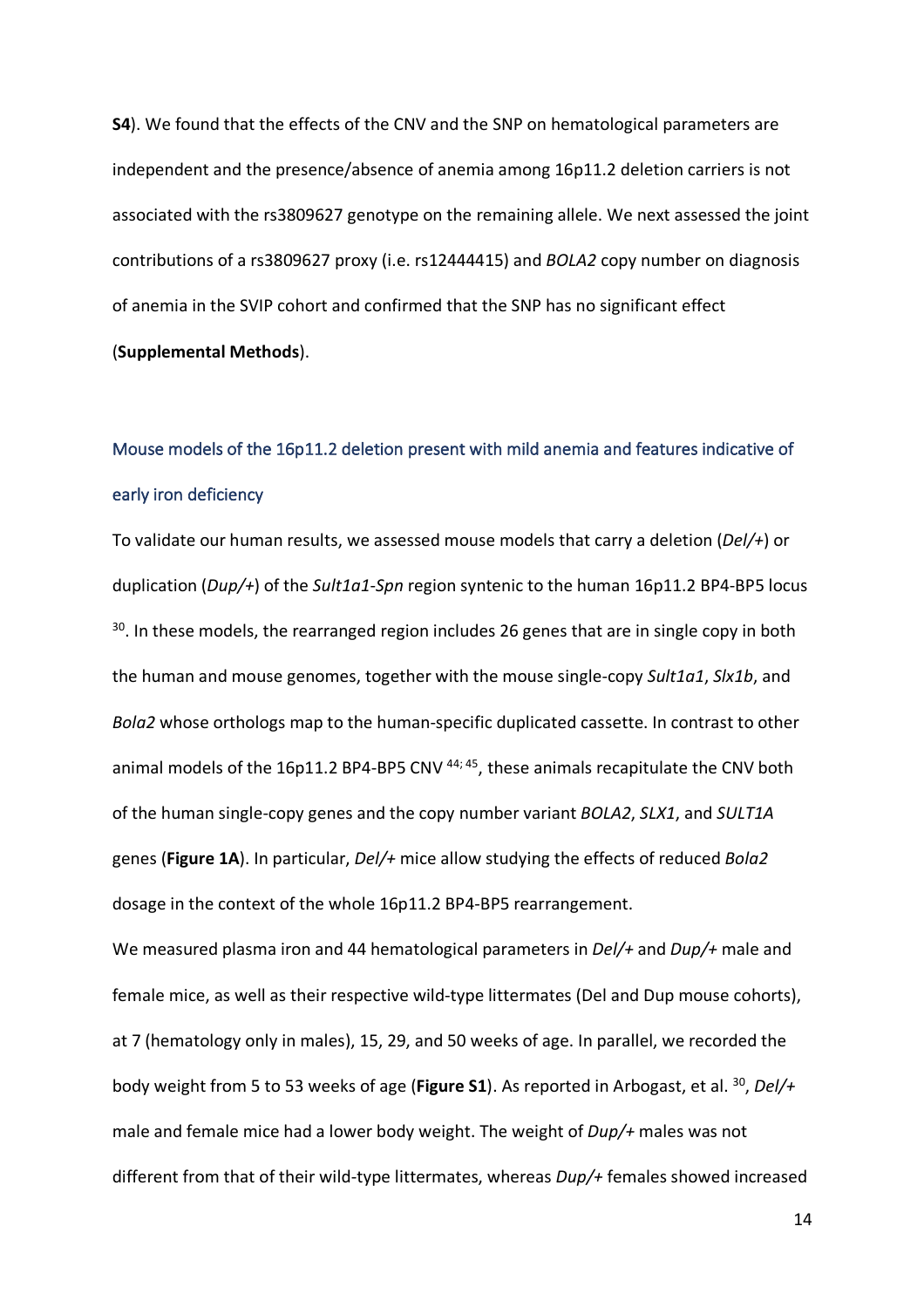**S4**). We found that the effects of the CNV and the SNP on hematological parameters are independent and the presence/absence of anemia among 16p11.2 deletion carriers is not associated with the rs3809627 genotype on the remaining allele. We next assessed the joint contributions of a rs3809627 proxy (i.e. rs12444415) and *BOLA2* copy number on diagnosis of anemia in the SVIP cohort and confirmed that the SNP has no significant effect (**Supplemental Methods**).

## Mouse models of the 16p11.2 deletion present with mild anemia and features indicative of early iron deficiency

To validate our human results, we assessed mouse models that carry a deletion (*Del/+*) or duplication (*Dup/+*) of the *Sult1a1-Spn* region syntenic to the human 16p11.2 BP4-BP5 locus [30]. In these models, the rearranged region includes 26 genes that are in single copy in both the human and mouse genomes, together with the mouse single-copy *Sult1a1*, *Slx1b*, and *Bola2* whose orthologs map to the human-specific duplicated cassette. In contrast to other animal models of the 16p11.2 BP4-BP5 CNV [44; 45], these animals recapitulate the CNV both of the human single-copy genes and the copy number variant *BOLA2*, *SLX1*, and *SULT1A* genes (**Figure 1A**). In particular, *Del/+* mice allow studying the effects of reduced *Bola2* dosage in the context of the whole 16p11.2 BP4-BP5 rearrangement.

We measured plasma iron and 44 hematological parameters in *Del/+* and *Dup/+* male and female mice, as well as their respective wild-type littermates (Del and Dup mouse cohorts), at 7 (hematology only in males), 15, 29, and 50 weeks of age. In parallel, we recorded the body weight from 5 to 53 weeks of age (**Figure S1**). As reported in Arbogast, et al. [30], *Del/+* male and female mice had a lower body weight. The weight of *Dup/+* males was not different from that of their wild-type littermates, whereas *Dup/+* females showed increased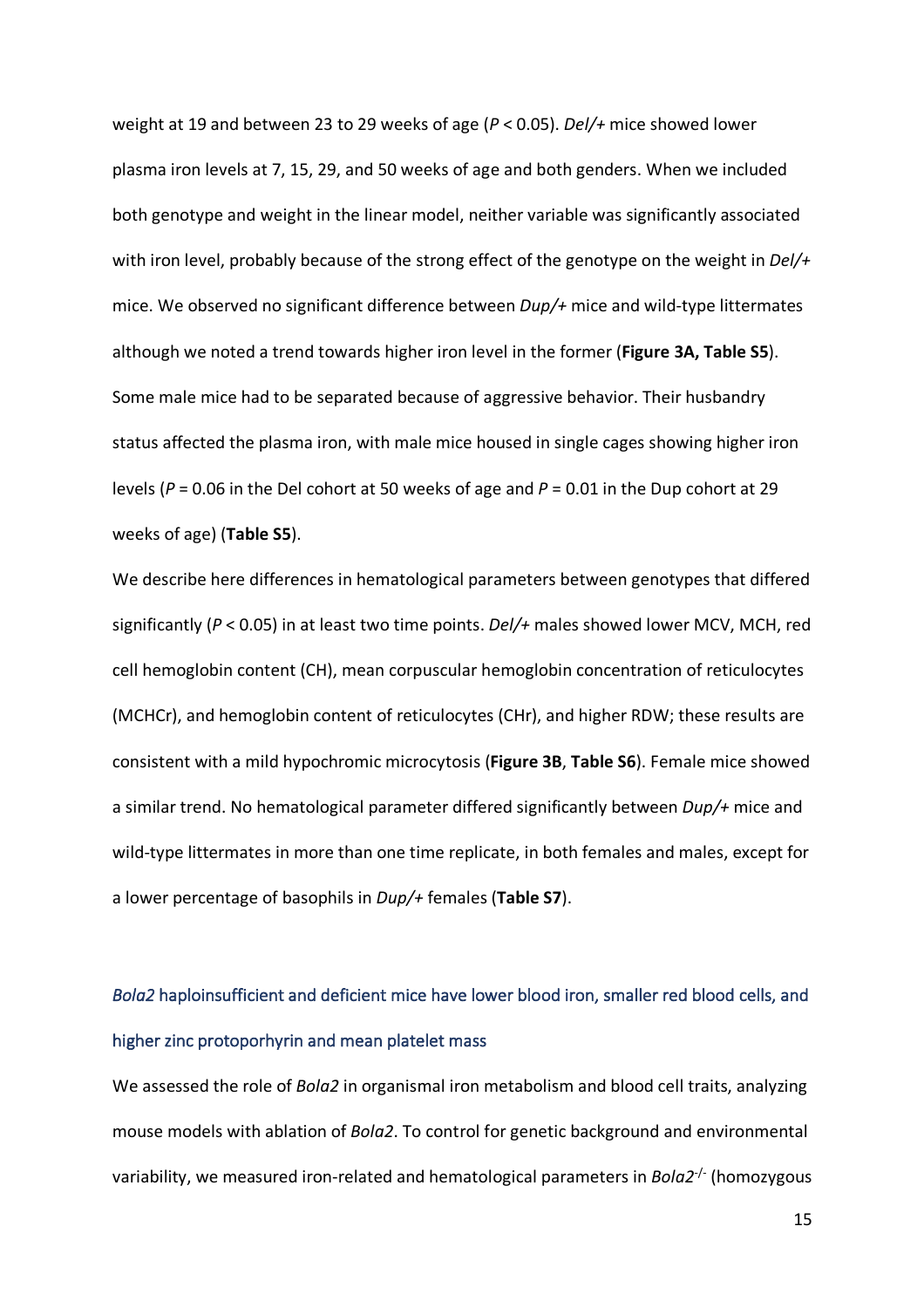weight at 19 and between 23 to 29 weeks of age (*P* < 0.05). *Del/+* mice showed lower plasma iron levels at 7, 15, 29, and 50 weeks of age and both genders. When we included both genotype and weight in the linear model, neither variable was significantly associated with iron level, probably because of the strong effect of the genotype on the weight in *Del/+* mice. We observed no significant difference between *Dup/+* mice and wild-type littermates although we noted a trend towards higher iron level in the former (**Figure 3A, Table S5**). Some male mice had to be separated because of aggressive behavior. Their husbandry status affected the plasma iron, with male mice housed in single cages showing higher iron levels (*P* = 0.06 in the Del cohort at 50 weeks of age and *P* = 0.01 in the Dup cohort at 29 weeks of age) (**Table S5**).

We describe here differences in hematological parameters between genotypes that differed significantly (*P* < 0.05) in at least two time points. *Del/+* males showed lower MCV, MCH, red cell hemoglobin content (CH), mean corpuscular hemoglobin concentration of reticulocytes (MCHCr), and hemoglobin content of reticulocytes (CHr), and higher RDW; these results are consistent with a mild hypochromic microcytosis (**Figure 3B**, **Table S6**). Female mice showed a similar trend. No hematological parameter differed significantly between *Dup/+* mice and wild-type littermates in more than one time replicate, in both females and males, except for a lower percentage of basophils in *Dup/+* females (**Table S7**).

## *Bola2* haploinsufficient and deficient mice have lower blood iron, smaller red blood cells, and higher zinc protoporhyrin and mean platelet mass

We assessed the role of *Bola2* in organismal iron metabolism and blood cell traits, analyzing mouse models with ablation of *Bola2*. To control for genetic background and environmental variability, we measured iron-related and hematological parameters in *Bola2*$^{-/-}$ (homozygous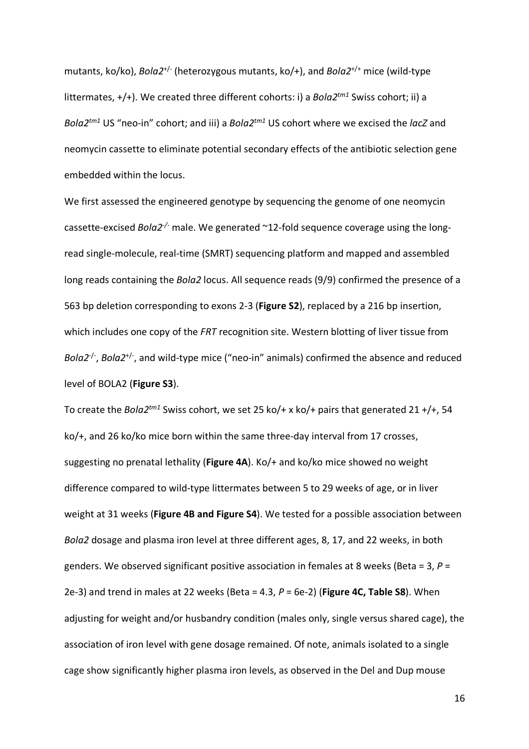mutants, ko/ko), *Bola2*$^{+/-}$ (heterozygous mutants, ko/+), and *Bola2*$^{+/+}$ mice (wild-type littermates, +/+). We created three different cohorts: i) a *Bola2*$^{tm1}$ Swiss cohort; ii) a *Bola2*$^{tm1}$ US "neo-in" cohort; and iii) a *Bola2*$^{tm1}$ US cohort where we excised the *lacZ* and neomycin cassette to eliminate potential secondary effects of the antibiotic selection gene embedded within the locus.

We first assessed the engineered genotype by sequencing the genome of one neomycin cassette-excised *Bola2*$^{-/-}$ male. We generated ~12-fold sequence coverage using the long-read single-molecule, real-time (SMRT) sequencing platform and mapped and assembled long reads containing the *Bola2* locus. All sequence reads (9/9) confirmed the presence of a 563 bp deletion corresponding to exons 2-3 (**Figure S2**), replaced by a 216 bp insertion, which includes one copy of the *FRT* recognition site. Western blotting of liver tissue from *Bola2*$^{-/-}$, *Bola2*$^{+/-}$, and wild-type mice ("neo-in" animals) confirmed the absence and reduced level of BOLA2 (**Figure S3**).

To create the *Bola2*$^{tm1}$ Swiss cohort, we set 25 ko/+ x ko/+ pairs that generated 21 +/+, 54 ko/+, and 26 ko/ko mice born within the same three-day interval from 17 crosses, suggesting no prenatal lethality (**Figure 4A**). Ko/+ and ko/ko mice showed no weight difference compared to wild-type littermates between 5 to 29 weeks of age, or in liver weight at 31 weeks (**Figure 4B and Figure S4**). We tested for a possible association between *Bola2* dosage and plasma iron level at three different ages, 8, 17, and 22 weeks, in both genders. We observed significant positive association in females at 8 weeks (Beta = 3, $P$ = 2e-3) and trend in males at 22 weeks (Beta = 4.3, $P$ = 6e-2) (**Figure 4C, Table S8**). When adjusting for weight and/or husbandry condition (males only, single versus shared cage), the association of iron level with gene dosage remained. Of note, animals isolated to a single cage show significantly higher plasma iron levels, as observed in the Del and Dup mouse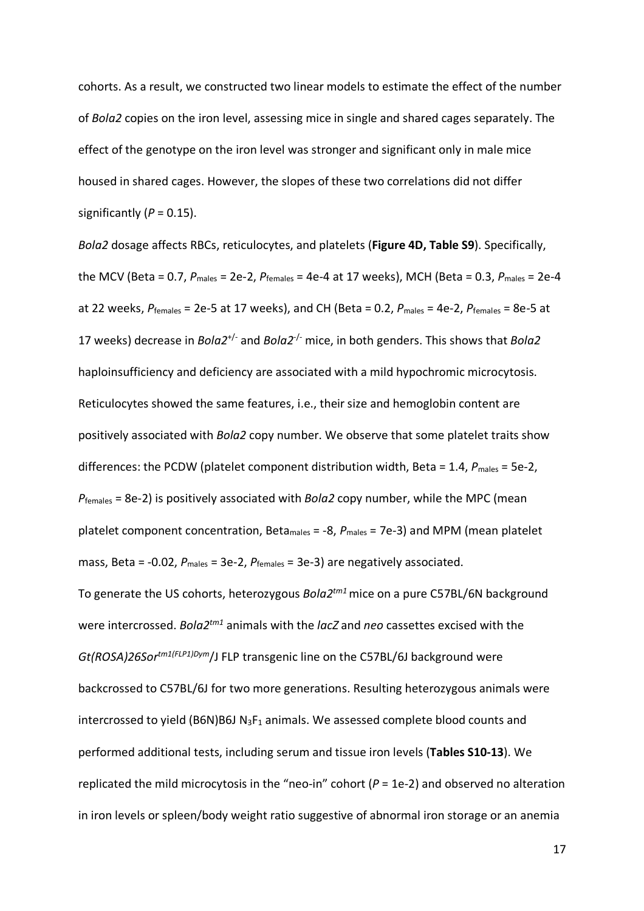cohorts. As a result, we constructed two linear models to estimate the effect of the number of *Bola2* copies on the iron level, assessing mice in single and shared cages separately. The effect of the genotype on the iron level was stronger and significant only in male mice housed in shared cages. However, the slopes of these two correlations did not differ significantly ($P$ = 0.15).

*Bola2* dosage affects RBCs, reticulocytes, and platelets (**Figure 4D, Table S9**). Specifically, the MCV (Beta = 0.7, $P_{\text{males}}$ = 2e-2, $P_{\text{females}}$ = 4e-4 at 17 weeks), MCH (Beta = 0.3, $P_{\text{males}}$ = 2e-4 at 22 weeks, $P_{\text{females}}$ = 2e-5 at 17 weeks), and CH (Beta = 0.2, $P_{\text{males}}$ = 4e-2, $P_{\text{females}}$ = 8e-5 at 17 weeks) decrease in *Bola2*$^{+/-}$ and *Bola2*$^{-/-}$ mice, in both genders. This shows that *Bola2* haploinsufficiency and deficiency are associated with a mild hypochromic microcytosis. Reticulocytes showed the same features, i.e., their size and hemoglobin content are positively associated with *Bola2* copy number. We observe that some platelet traits show differences: the PCDW (platelet component distribution width, Beta = 1.4, $P_{\text{males}}$ = 5e-2, $P_{\text{females}}$ = 8e-2) is positively associated with *Bola2* copy number, while the MPC (mean platelet component concentration, $\text{Beta}_{\text{males}}$ = -8, $P_{\text{males}}$ = 7e-3) and MPM (mean platelet mass, Beta = -0.02, $P_{\text{males}}$ = 3e-2, $P_{\text{females}}$ = 3e-3) are negatively associated.

To generate the US cohorts, heterozygous *Bola2*$^{tm1}$ mice on a pure C57BL/6N background were intercrossed. *Bola2*$^{tm1}$ animals with the *lacZ* and *neo* cassettes excised with the *Gt(ROSA)26Sor*$^{tm1(FLP1)Dym}$/J FLP transgenic line on the C57BL/6J background were backcrossed to C57BL/6J for two more generations. Resulting heterozygous animals were intercrossed to yield (B6N)B6J $N_3F_1$ animals. We assessed complete blood counts and performed additional tests, including serum and tissue iron levels (**Tables S10-13**). We replicated the mild microcytosis in the "neo-in" cohort ($P$ = 1e-2) and observed no alteration in iron levels or spleen/body weight ratio suggestive of abnormal iron storage or an anemia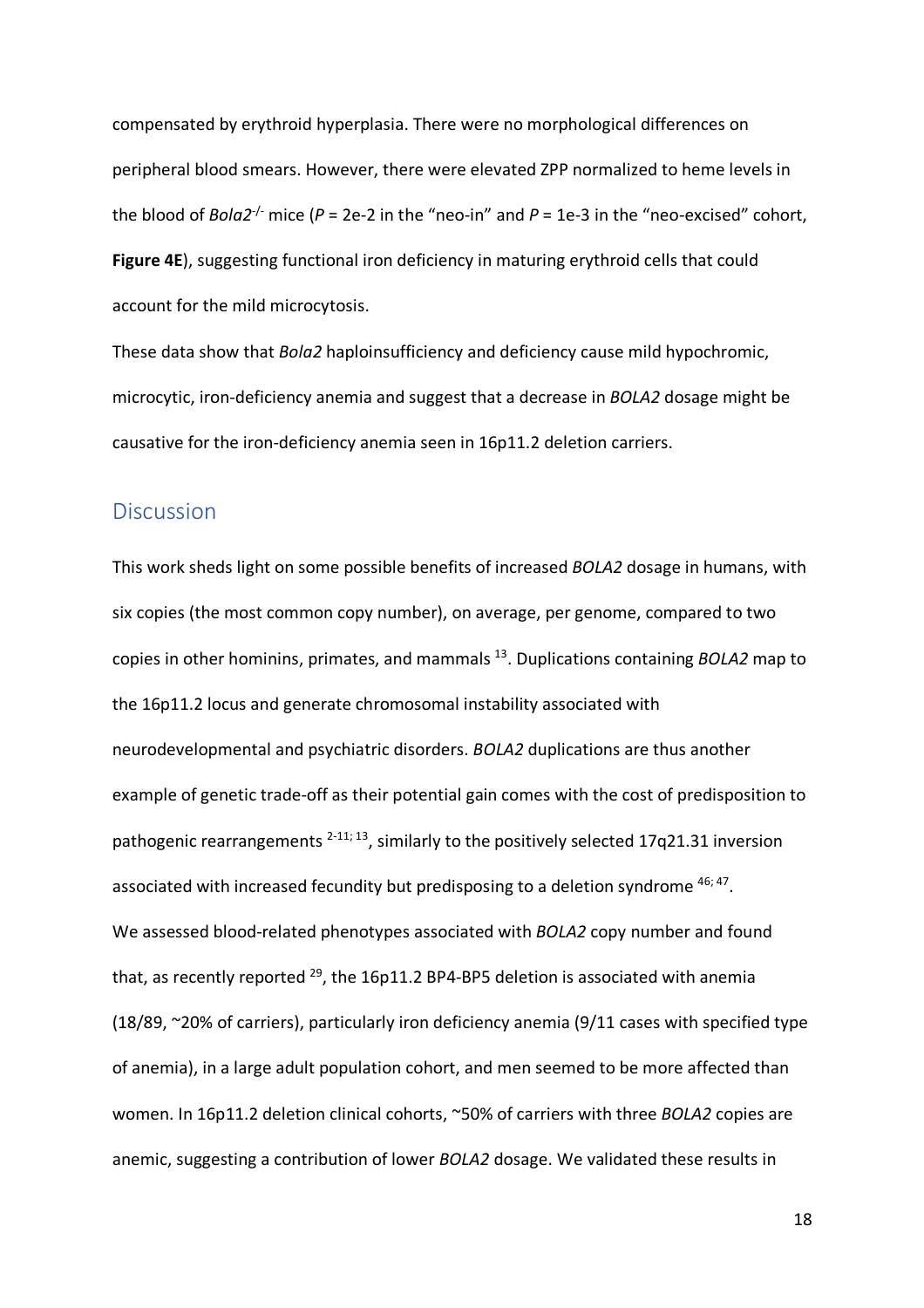compensated by erythroid hyperplasia. There were no morphological differences on peripheral blood smears. However, there were elevated ZPP normalized to heme levels in the blood of *Bola2*$^{-/-}$ mice (*P* = 2e-2 in the "neo-in" and *P* = 1e-3 in the "neo-excised" cohort, **Figure 4E**), suggesting functional iron deficiency in maturing erythroid cells that could account for the mild microcytosis.

These data show that *Bola2* haploinsufficiency and deficiency cause mild hypochromic, microcytic, iron-deficiency anemia and suggest that a decrease in *BOLA2* dosage might be causative for the iron-deficiency anemia seen in 16p11.2 deletion carriers.

## Discussion

This work sheds light on some possible benefits of increased *BOLA2* dosage in humans, with six copies (the most common copy number), on average, per genome, compared to two copies in other hominins, primates, and mammals [13]. Duplications containing *BOLA2* map to the 16p11.2 locus and generate chromosomal instability associated with neurodevelopmental and psychiatric disorders. *BOLA2* duplications are thus another example of genetic trade-off as their potential gain comes with the cost of predisposition to pathogenic rearrangements [2-11; 13], similarly to the positively selected 17q21.31 inversion associated with increased fecundity but predisposing to a deletion syndrome [46; 47].

We assessed blood-related phenotypes associated with *BOLA2* copy number and found that, as recently reported [29], the 16p11.2 BP4-BP5 deletion is associated with anemia (18/89, ~20% of carriers), particularly iron deficiency anemia (9/11 cases with specified type of anemia), in a large adult population cohort, and men seemed to be more affected than women. In 16p11.2 deletion clinical cohorts, ~50% of carriers with three *BOLA2* copies are anemic, suggesting a contribution of lower *BOLA2* dosage. We validated these results in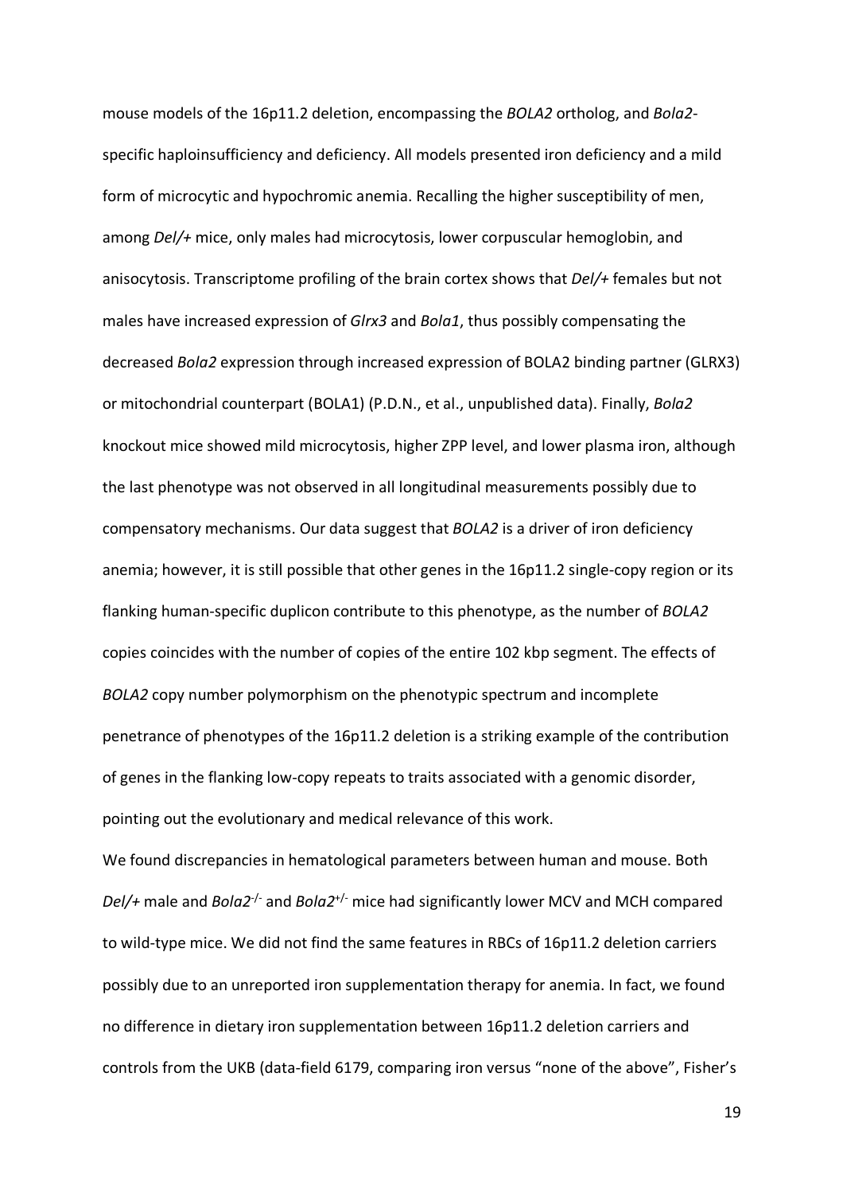mouse models of the 16p11.2 deletion, encompassing the *BOLA2* ortholog, and *Bola2*-specific haploinsufficiency and deficiency. All models presented iron deficiency and a mild form of microcytic and hypochromic anemia. Recalling the higher susceptibility of men, among *Del/+* mice, only males had microcytosis, lower corpuscular hemoglobin, and anisocytosis. Transcriptome profiling of the brain cortex shows that *Del/+* females but not males have increased expression of *Glrx3* and *Bola1*, thus possibly compensating the decreased *Bola2* expression through increased expression of BOLA2 binding partner (GLRX3) or mitochondrial counterpart (BOLA1) (P.D.N., et al., unpublished data). Finally, *Bola2* knockout mice showed mild microcytosis, higher ZPP level, and lower plasma iron, although the last phenotype was not observed in all longitudinal measurements possibly due to compensatory mechanisms. Our data suggest that *BOLA2* is a driver of iron deficiency anemia; however, it is still possible that other genes in the 16p11.2 single-copy region or its flanking human-specific duplicon contribute to this phenotype, as the number of *BOLA2* copies coincides with the number of copies of the entire 102 kbp segment. The effects of *BOLA2* copy number polymorphism on the phenotypic spectrum and incomplete penetrance of phenotypes of the 16p11.2 deletion is a striking example of the contribution of genes in the flanking low-copy repeats to traits associated with a genomic disorder, pointing out the evolutionary and medical relevance of this work.

We found discrepancies in hematological parameters between human and mouse. Both *Del/+* male and *Bola2*$^{-/-}$ and *Bola2*$^{+/-}$ mice had significantly lower MCV and MCH compared to wild-type mice. We did not find the same features in RBCs of 16p11.2 deletion carriers possibly due to an unreported iron supplementation therapy for anemia. In fact, we found no difference in dietary iron supplementation between 16p11.2 deletion carriers and controls from the UKB (data-field 6179, comparing iron versus "none of the above", Fisher's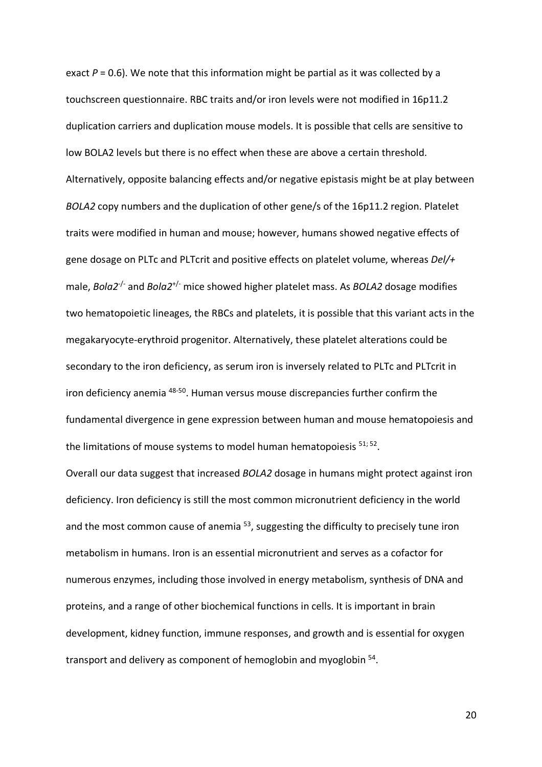exact $P = 0.6$). We note that this information might be partial as it was collected by a touchscreen questionnaire. RBC traits and/or iron levels were not modified in 16p11.2 duplication carriers and duplication mouse models. It is possible that cells are sensitive to low BOLA2 levels but there is no effect when these are above a certain threshold. Alternatively, opposite balancing effects and/or negative epistasis might be at play between *BOLA2* copy numbers and the duplication of other gene/s of the 16p11.2 region. Platelet traits were modified in human and mouse; however, humans showed negative effects of gene dosage on PLTc and PLTcrit and positive effects on platelet volume, whereas *Del/+* male, *Bola2*$^{-/-}$ and *Bola2*$^{+/-}$ mice showed higher platelet mass. As *BOLA2* dosage modifies two hematopoietic lineages, the RBCs and platelets, it is possible that this variant acts in the megakaryocyte-erythroid progenitor. Alternatively, these platelet alterations could be secondary to the iron deficiency, as serum iron is inversely related to PLTc and PLTcrit in iron deficiency anemia [48-50]. Human versus mouse discrepancies further confirm the fundamental divergence in gene expression between human and mouse hematopoiesis and the limitations of mouse systems to model human hematopoiesis [51; 52].

Overall our data suggest that increased *BOLA2* dosage in humans might protect against iron deficiency. Iron deficiency is still the most common micronutrient deficiency in the world and the most common cause of anemia [53], suggesting the difficulty to precisely tune iron metabolism in humans. Iron is an essential micronutrient and serves as a cofactor for numerous enzymes, including those involved in energy metabolism, synthesis of DNA and proteins, and a range of other biochemical functions in cells. It is important in brain development, kidney function, immune responses, and growth and is essential for oxygen transport and delivery as component of hemoglobin and myoglobin [54].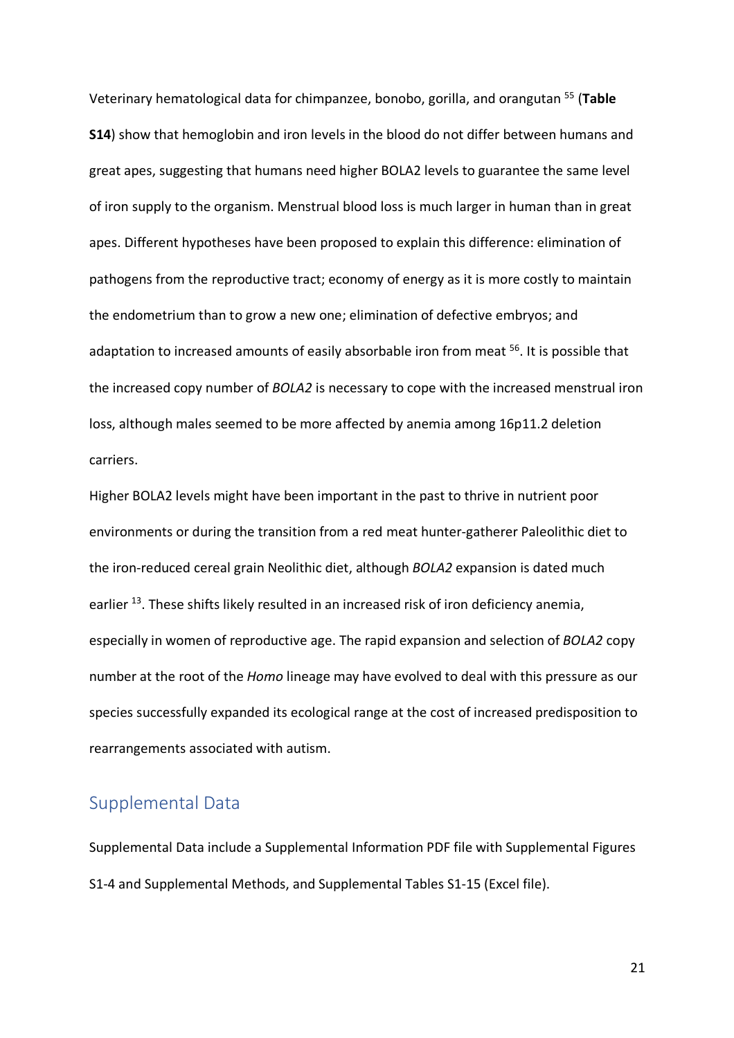Veterinary hematological data for chimpanzee, bonobo, gorilla, and orangutan [55] (**Table S14**) show that hemoglobin and iron levels in the blood do not differ between humans and great apes, suggesting that humans need higher BOLA2 levels to guarantee the same level of iron supply to the organism. Menstrual blood loss is much larger in human than in great apes. Different hypotheses have been proposed to explain this difference: elimination of pathogens from the reproductive tract; economy of energy as it is more costly to maintain the endometrium than to grow a new one; elimination of defective embryos; and adaptation to increased amounts of easily absorbable iron from meat [56]. It is possible that the increased copy number of *BOLA2* is necessary to cope with the increased menstrual iron loss, although males seemed to be more affected by anemia among 16p11.2 deletion carriers.

Higher BOLA2 levels might have been important in the past to thrive in nutrient poor environments or during the transition from a red meat hunter-gatherer Paleolithic diet to the iron-reduced cereal grain Neolithic diet, although *BOLA2* expansion is dated much earlier [13]. These shifts likely resulted in an increased risk of iron deficiency anemia, especially in women of reproductive age. The rapid expansion and selection of *BOLA2* copy number at the root of the *Homo* lineage may have evolved to deal with this pressure as our species successfully expanded its ecological range at the cost of increased predisposition to rearrangements associated with autism.

## Supplemental Data

Supplemental Data include a Supplemental Information PDF file with Supplemental Figures S1-4 and Supplemental Methods, and Supplemental Tables S1-15 (Excel file).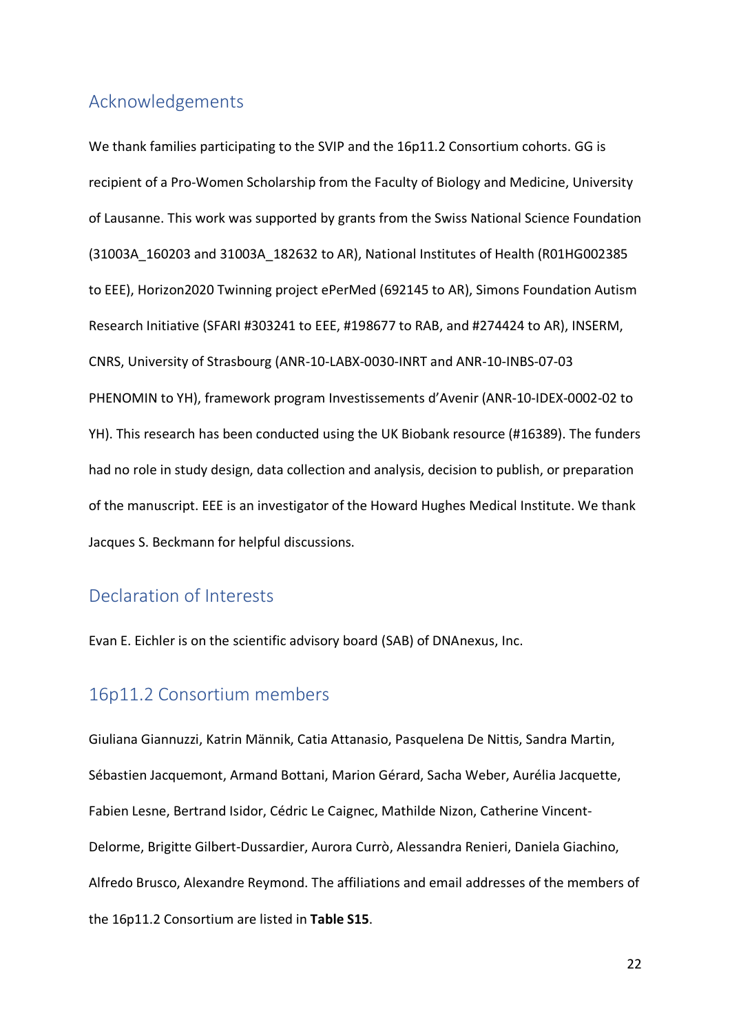## Acknowledgements

We thank families participating to the SVIP and the 16p11.2 Consortium cohorts. GG is recipient of a Pro-Women Scholarship from the Faculty of Biology and Medicine, University of Lausanne. This work was supported by grants from the Swiss National Science Foundation (31003A_160203 and 31003A_182632 to AR), National Institutes of Health (R01HG002385 to EEE), Horizon2020 Twinning project ePerMed (692145 to AR), Simons Foundation Autism Research Initiative (SFARI #303241 to EEE, #198677 to RAB, and #274424 to AR), INSERM, CNRS, University of Strasbourg (ANR-10-LABX-0030-INRT and ANR-10-INBS-07-03 PHENOMIN to YH), framework program Investissements d'Avenir (ANR-10-IDEX-0002-02 to YH). This research has been conducted using the UK Biobank resource (#16389). The funders had no role in study design, data collection and analysis, decision to publish, or preparation of the manuscript. EEE is an investigator of the Howard Hughes Medical Institute. We thank Jacques S. Beckmann for helpful discussions.

## Declaration of Interests

Evan E. Eichler is on the scientific advisory board (SAB) of DNAnexus, Inc.

## 16p11.2 Consortium members

Giuliana Giannuzzi, Katrin Männik, Catia Attanasio, Pasquelena De Nittis, Sandra Martin, Sébastien Jacquemont, Armand Bottani, Marion Gérard, Sacha Weber, Aurélia Jacquette, Fabien Lesne, Bertrand Isidor, Cédric Le Caignec, Mathilde Nizon, Catherine Vincent-Delorme, Brigitte Gilbert-Dussardier, Aurora Currò, Alessandra Renieri, Daniela Giachino, Alfredo Brusco, Alexandre Reymond. The affiliations and email addresses of the members of the 16p11.2 Consortium are listed in **Table S15**.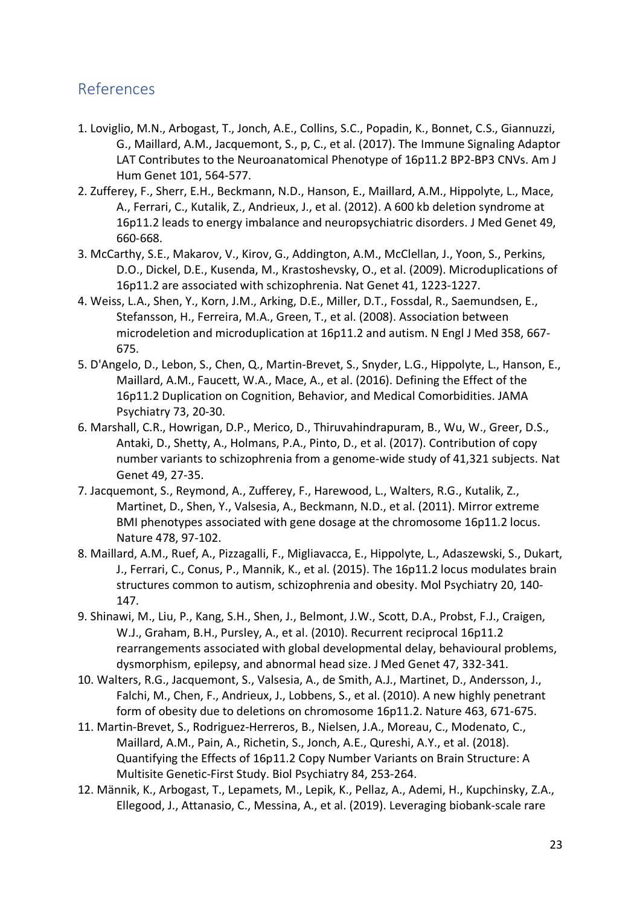## References

1. Loviglio, M.N., Arbogast, T., Jonch, A.E., Collins, S.C., Popadin, K., Bonnet, C.S., Giannuzzi, G., Maillard, A.M., Jacquemont, S., p, C., et al. (2017). The Immune Signaling Adaptor LAT Contributes to the Neuroanatomical Phenotype of 16p11.2 BP2-BP3 CNVs. Am J Hum Genet 101, 564-577.
2. Zufferey, F., Sherr, E.H., Beckmann, N.D., Hanson, E., Maillard, A.M., Hippolyte, L., Mace, A., Ferrari, C., Kutalik, Z., Andrieux, J., et al. (2012). A 600 kb deletion syndrome at 16p11.2 leads to energy imbalance and neuropsychiatric disorders. J Med Genet 49, 660-668.
3. McCarthy, S.E., Makarov, V., Kirov, G., Addington, A.M., McClellan, J., Yoon, S., Perkins, D.O., Dickel, D.E., Kusenda, M., Krastoshevsky, O., et al. (2009). Microduplications of 16p11.2 are associated with schizophrenia. Nat Genet 41, 1223-1227.
4. Weiss, L.A., Shen, Y., Korn, J.M., Arking, D.E., Miller, D.T., Fossdal, R., Saemundsen, E., Stefansson, H., Ferreira, M.A., Green, T., et al. (2008). Association between microdeletion and microduplication at 16p11.2 and autism. N Engl J Med 358, 667-675.
5. D'Angelo, D., Lebon, S., Chen, Q., Martin-Brevet, S., Snyder, L.G., Hippolyte, L., Hanson, E., Maillard, A.M., Faucett, W.A., Mace, A., et al. (2016). Defining the Effect of the 16p11.2 Duplication on Cognition, Behavior, and Medical Comorbidities. JAMA Psychiatry 73, 20-30.
6. Marshall, C.R., Howrigan, D.P., Merico, D., Thiruvahindrapuram, B., Wu, W., Greer, D.S., Antaki, D., Shetty, A., Holmans, P.A., Pinto, D., et al. (2017). Contribution of copy number variants to schizophrenia from a genome-wide study of 41,321 subjects. Nat Genet 49, 27-35.
7. Jacquemont, S., Reymond, A., Zufferey, F., Harewood, L., Walters, R.G., Kutalik, Z., Martinet, D., Shen, Y., Valsesia, A., Beckmann, N.D., et al. (2011). Mirror extreme BMI phenotypes associated with gene dosage at the chromosome 16p11.2 locus. Nature 478, 97-102.
8. Maillard, A.M., Ruef, A., Pizzagalli, F., Migliavacca, E., Hippolyte, L., Adaszewski, S., Dukart, J., Ferrari, C., Conus, P., Mannik, K., et al. (2015). The 16p11.2 locus modulates brain structures common to autism, schizophrenia and obesity. Mol Psychiatry 20, 140-147.
9. Shinawi, M., Liu, P., Kang, S.H., Shen, J., Belmont, J.W., Scott, D.A., Probst, F.J., Craigen, W.J., Graham, B.H., Pursley, A., et al. (2010). Recurrent reciprocal 16p11.2 rearrangements associated with global developmental delay, behavioural problems, dysmorphism, epilepsy, and abnormal head size. J Med Genet 47, 332-341.
10. Walters, R.G., Jacquemont, S., Valsesia, A., de Smith, A.J., Martinet, D., Andersson, J., Falchi, M., Chen, F., Andrieux, J., Lobbens, S., et al. (2010). A new highly penetrant form of obesity due to deletions on chromosome 16p11.2. Nature 463, 671-675.
11. Martin-Brevet, S., Rodriguez-Herreros, B., Nielsen, J.A., Moreau, C., Modenato, C., Maillard, A.M., Pain, A., Richetin, S., Jonch, A.E., Qureshi, A.Y., et al. (2018). Quantifying the Effects of 16p11.2 Copy Number Variants on Brain Structure: A Multisite Genetic-First Study. Biol Psychiatry 84, 253-264.
12. Männik, K., Arbogast, T., Lepamets, M., Lepik, K., Pellaz, A., Ademi, H., Kupchinsky, Z.A., Ellegood, J., Attanasio, C., Messina, A., et al. (2019). Leveraging biobank-scale rare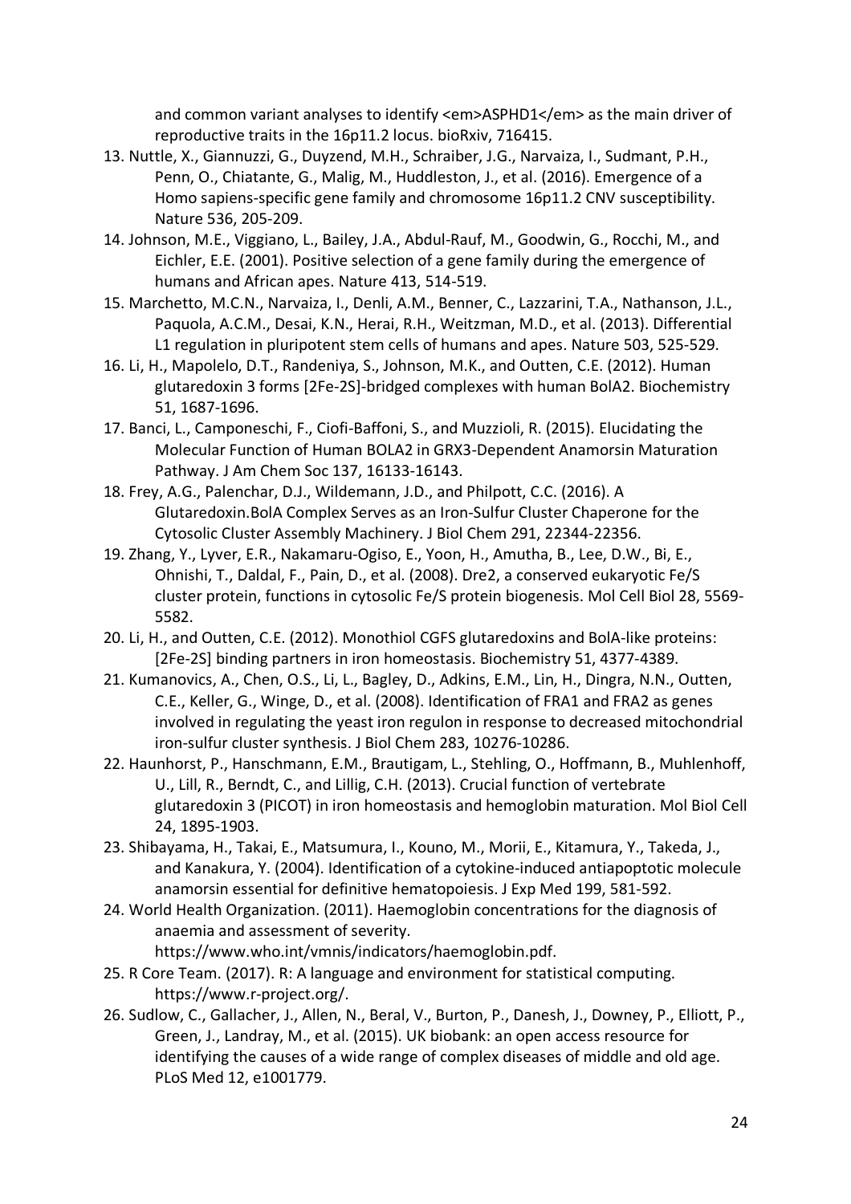and common variant analyses to identify <em>ASPHD1</em> as the main driver of reproductive traits in the 16p11.2 locus. bioRxiv, 716415.

13. Nuttle, X., Giannuzzi, G., Duyzend, M.H., Schraiber, J.G., Narvaiza, I., Sudmant, P.H., Penn, O., Chiatante, G., Malig, M., Huddleston, J., et al. (2016). Emergence of a Homo sapiens-specific gene family and chromosome 16p11.2 CNV susceptibility. Nature 536, 205-209.
14. Johnson, M.E., Viggiano, L., Bailey, J.A., Abdul-Rauf, M., Goodwin, G., Rocchi, M., and Eichler, E.E. (2001). Positive selection of a gene family during the emergence of humans and African apes. Nature 413, 514-519.
15. Marchetto, M.C.N., Narvaiza, I., Denli, A.M., Benner, C., Lazzarini, T.A., Nathanson, J.L., Paquola, A.C.M., Desai, K.N., Herai, R.H., Weitzman, M.D., et al. (2013). Differential L1 regulation in pluripotent stem cells of humans and apes. Nature 503, 525-529.
16. Li, H., Mapolelo, D.T., Randeniya, S., Johnson, M.K., and Outten, C.E. (2012). Human glutaredoxin 3 forms [2Fe-2S]-bridged complexes with human BolA2. Biochemistry 51, 1687-1696.
17. Banci, L., Camponeschi, F., Ciofi-Baffoni, S., and Muzzioli, R. (2015). Elucidating the Molecular Function of Human BOLA2 in GRX3-Dependent Anamorsin Maturation Pathway. J Am Chem Soc 137, 16133-16143.
18. Frey, A.G., Palenchar, D.J., Wildemann, J.D., and Philpott, C.C. (2016). A Glutaredoxin.BolA Complex Serves as an Iron-Sulfur Cluster Chaperone for the Cytosolic Cluster Assembly Machinery. J Biol Chem 291, 22344-22356.
19. Zhang, Y., Lyver, E.R., Nakamaru-Ogiso, E., Yoon, H., Amutha, B., Lee, D.W., Bi, E., Ohnishi, T., Daldal, F., Pain, D., et al. (2008). Dre2, a conserved eukaryotic Fe/S cluster protein, functions in cytosolic Fe/S protein biogenesis. Mol Cell Biol 28, 5569-5582.
20. Li, H., and Outten, C.E. (2012). Monothiol CGFS glutaredoxins and BolA-like proteins: [2Fe-2S] binding partners in iron homeostasis. Biochemistry 51, 4377-4389.
21. Kumanovics, A., Chen, O.S., Li, L., Bagley, D., Adkins, E.M., Lin, H., Dingra, N.N., Outten, C.E., Keller, G., Winge, D., et al. (2008). Identification of FRA1 and FRA2 as genes involved in regulating the yeast iron regulon in response to decreased mitochondrial iron-sulfur cluster synthesis. J Biol Chem 283, 10276-10286.
22. Haunhorst, P., Hanschmann, E.M., Brautigam, L., Stehling, O., Hoffmann, B., Muhlenhoff, U., Lill, R., Berndt, C., and Lillig, C.H. (2013). Crucial function of vertebrate glutaredoxin 3 (PICOT) in iron homeostasis and hemoglobin maturation. Mol Biol Cell 24, 1895-1903.
23. Shibayama, H., Takai, E., Matsumura, I., Kouno, M., Morii, E., Kitamura, Y., Takeda, J., and Kanakura, Y. (2004). Identification of a cytokine-induced antiapoptotic molecule anamorsin essential for definitive hematopoiesis. J Exp Med 199, 581-592.
24. World Health Organization. (2011). Haemoglobin concentrations for the diagnosis of anaemia and assessment of severity. https://www.who.int/vmnis/indicators/haemoglobin.pdf.
25. R Core Team. (2017). R: A language and environment for statistical computing. https://www.r-project.org/.
26. Sudlow, C., Gallacher, J., Allen, N., Beral, V., Burton, P., Danesh, J., Downey, P., Elliott, P., Green, J., Landray, M., et al. (2015). UK biobank: an open access resource for identifying the causes of a wide range of complex diseases of middle and old age. PLoS Med 12, e1001779.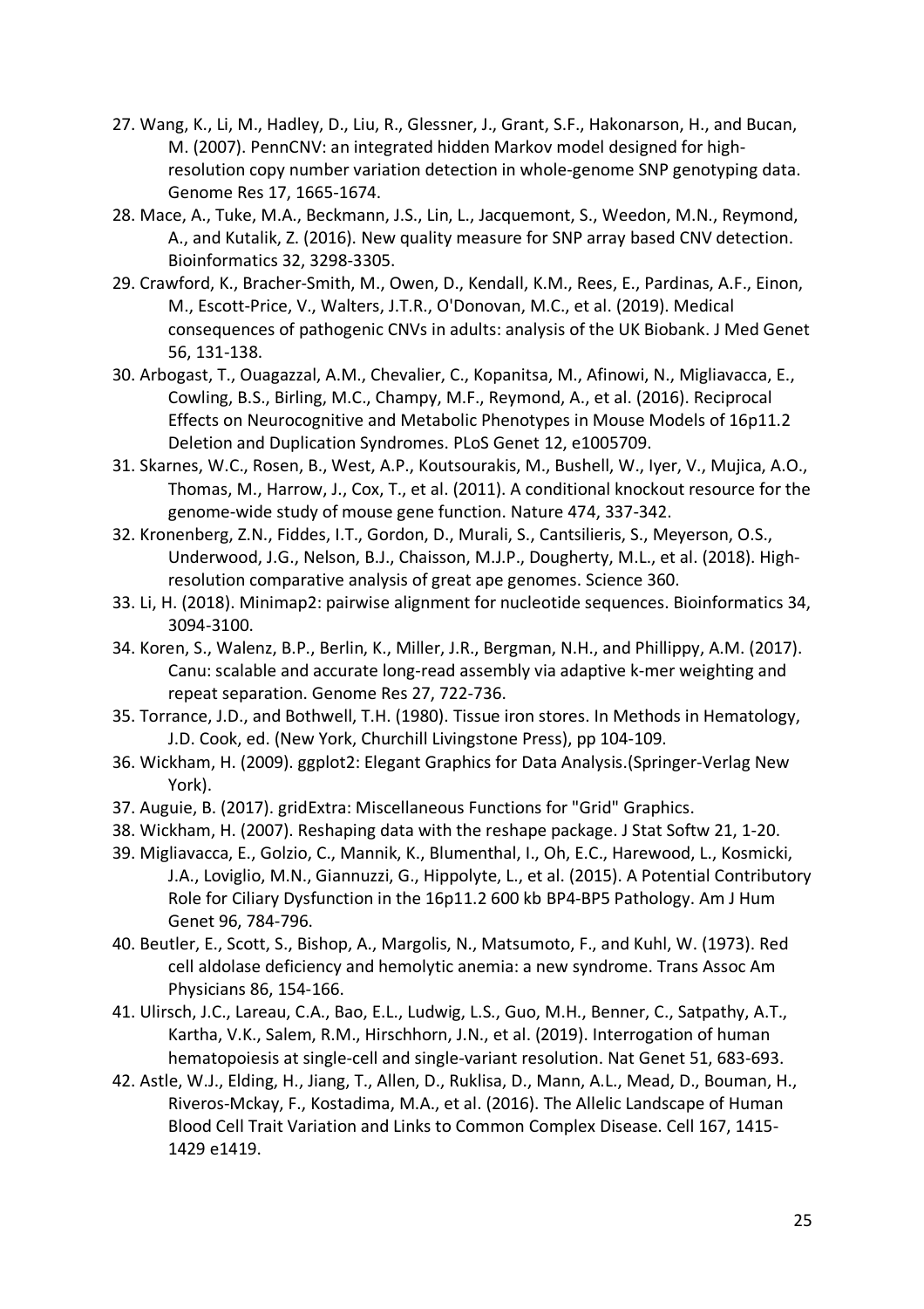27. Wang, K., Li, M., Hadley, D., Liu, R., Glessner, J., Grant, S.F., Hakonarson, H., and Bucan, M. (2007). PennCNV: an integrated hidden Markov model designed for high-resolution copy number variation detection in whole-genome SNP genotyping data. Genome Res 17, 1665-1674.
28. Mace, A., Tuke, M.A., Beckmann, J.S., Lin, L., Jacquemont, S., Weedon, M.N., Reymond, A., and Kutalik, Z. (2016). New quality measure for SNP array based CNV detection. Bioinformatics 32, 3298-3305.
29. Crawford, K., Bracher-Smith, M., Owen, D., Kendall, K.M., Rees, E., Pardinas, A.F., Einon, M., Escott-Price, V., Walters, J.T.R., O'Donovan, M.C., et al. (2019). Medical consequences of pathogenic CNVs in adults: analysis of the UK Biobank. J Med Genet 56, 131-138.
30. Arbogast, T., Ouagazzal, A.M., Chevalier, C., Kopanitsa, M., Afinowi, N., Migliavacca, E., Cowling, B.S., Birling, M.C., Champy, M.F., Reymond, A., et al. (2016). Reciprocal Effects on Neurocognitive and Metabolic Phenotypes in Mouse Models of 16p11.2 Deletion and Duplication Syndromes. PLoS Genet 12, e1005709.
31. Skarnes, W.C., Rosen, B., West, A.P., Koutsourakis, M., Bushell, W., Iyer, V., Mujica, A.O., Thomas, M., Harrow, J., Cox, T., et al. (2011). A conditional knockout resource for the genome-wide study of mouse gene function. Nature 474, 337-342.
32. Kronenberg, Z.N., Fiddes, I.T., Gordon, D., Murali, S., Cantsilieris, S., Meyerson, O.S., Underwood, J.G., Nelson, B.J., Chaisson, M.J.P., Dougherty, M.L., et al. (2018). High-resolution comparative analysis of great ape genomes. Science 360.
33. Li, H. (2018). Minimap2: pairwise alignment for nucleotide sequences. Bioinformatics 34, 3094-3100.
34. Koren, S., Walenz, B.P., Berlin, K., Miller, J.R., Bergman, N.H., and Phillippy, A.M. (2017). Canu: scalable and accurate long-read assembly via adaptive k-mer weighting and repeat separation. Genome Res 27, 722-736.
35. Torrance, J.D., and Bothwell, T.H. (1980). Tissue iron stores. In Methods in Hematology, J.D. Cook, ed. (New York, Churchill Livingstone Press), pp 104-109.
36. Wickham, H. (2009). ggplot2: Elegant Graphics for Data Analysis.(Springer-Verlag New York).
37. Auguie, B. (2017). gridExtra: Miscellaneous Functions for "Grid" Graphics.
38. Wickham, H. (2007). Reshaping data with the reshape package. J Stat Softw 21, 1-20.
39. Migliavacca, E., Golzio, C., Mannik, K., Blumenthal, I., Oh, E.C., Harewood, L., Kosmicki, J.A., Loviglio, M.N., Giannuzzi, G., Hippolyte, L., et al. (2015). A Potential Contributory Role for Ciliary Dysfunction in the 16p11.2 600 kb BP4-BP5 Pathology. Am J Hum Genet 96, 784-796.
40. Beutler, E., Scott, S., Bishop, A., Margolis, N., Matsumoto, F., and Kuhl, W. (1973). Red cell aldolase deficiency and hemolytic anemia: a new syndrome. Trans Assoc Am Physicians 86, 154-166.
41. Ulirsch, J.C., Lareau, C.A., Bao, E.L., Ludwig, L.S., Guo, M.H., Benner, C., Satpathy, A.T., Kartha, V.K., Salem, R.M., Hirschhorn, J.N., et al. (2019). Interrogation of human hematopoiesis at single-cell and single-variant resolution. Nat Genet 51, 683-693.
42. Astle, W.J., Elding, H., Jiang, T., Allen, D., Ruklisa, D., Mann, A.L., Mead, D., Bouman, H., Riveros-Mckay, F., Kostadima, M.A., et al. (2016). The Allelic Landscape of Human Blood Cell Trait Variation and Links to Common Complex Disease. Cell 167, 1415-1429 e1419.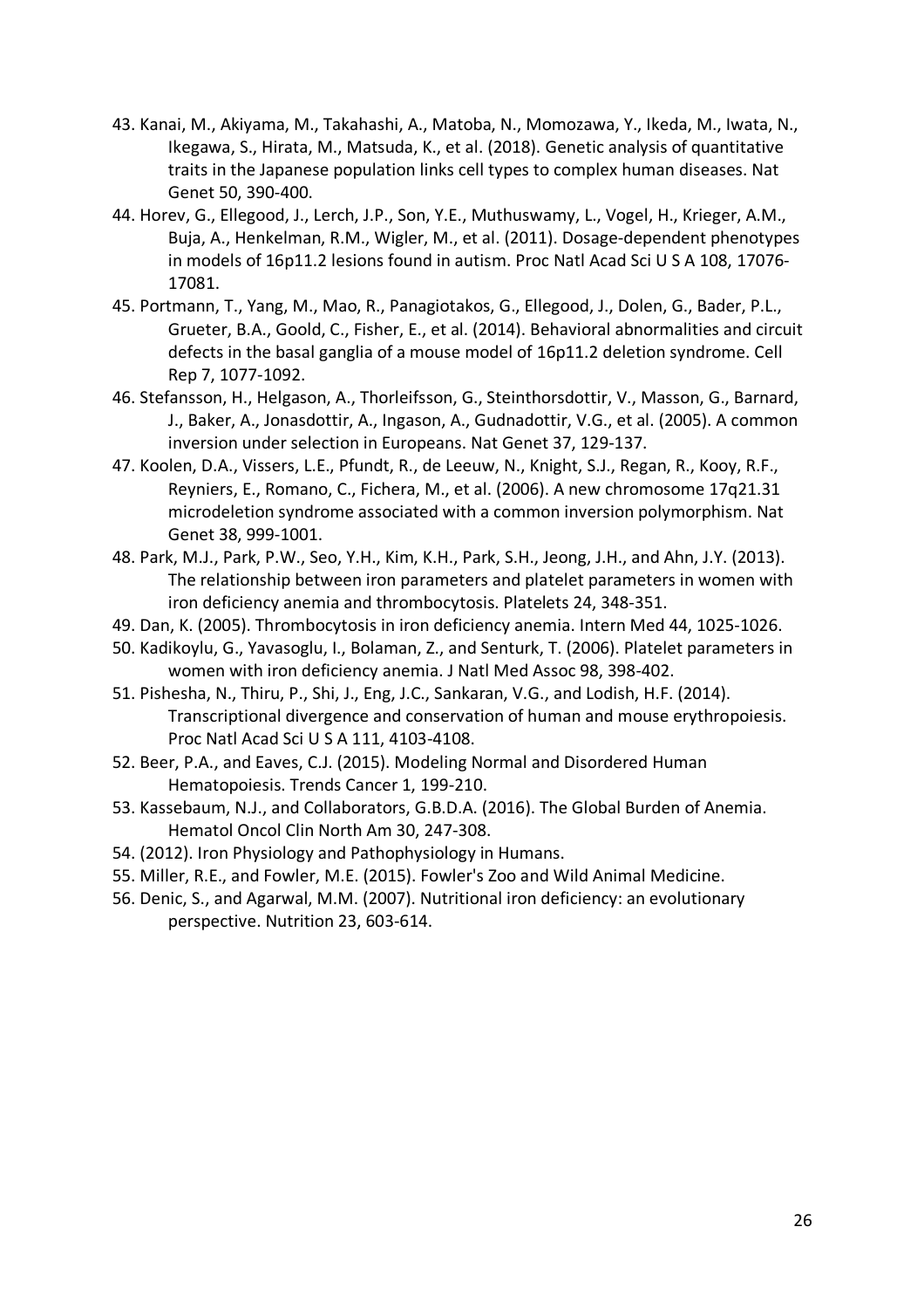43. Kanai, M., Akiyama, M., Takahashi, A., Matoba, N., Momozawa, Y., Ikeda, M., Iwata, N., Ikegawa, S., Hirata, M., Matsuda, K., et al. (2018). Genetic analysis of quantitative traits in the Japanese population links cell types to complex human diseases. Nat Genet 50, 390-400.
44. Horev, G., Ellegood, J., Lerch, J.P., Son, Y.E., Muthuswamy, L., Vogel, H., Krieger, A.M., Buja, A., Henkelman, R.M., Wigler, M., et al. (2011). Dosage-dependent phenotypes in models of 16p11.2 lesions found in autism. Proc Natl Acad Sci U S A 108, 17076-17081.
45. Portmann, T., Yang, M., Mao, R., Panagiotakos, G., Ellegood, J., Dolen, G., Bader, P.L., Grueter, B.A., Goold, C., Fisher, E., et al. (2014). Behavioral abnormalities and circuit defects in the basal ganglia of a mouse model of 16p11.2 deletion syndrome. Cell Rep 7, 1077-1092.
46. Stefansson, H., Helgason, A., Thorleifsson, G., Steinthorsdottir, V., Masson, G., Barnard, J., Baker, A., Jonasdottir, A., Ingason, A., Gudnadottir, V.G., et al. (2005). A common inversion under selection in Europeans. Nat Genet 37, 129-137.
47. Koolen, D.A., Vissers, L.E., Pfundt, R., de Leeuw, N., Knight, S.J., Regan, R., Kooy, R.F., Reyniers, E., Romano, C., Fichera, M., et al. (2006). A new chromosome 17q21.31 microdeletion syndrome associated with a common inversion polymorphism. Nat Genet 38, 999-1001.
48. Park, M.J., Park, P.W., Seo, Y.H., Kim, K.H., Park, S.H., Jeong, J.H., and Ahn, J.Y. (2013). The relationship between iron parameters and platelet parameters in women with iron deficiency anemia and thrombocytosis. Platelets 24, 348-351.
49. Dan, K. (2005). Thrombocytosis in iron deficiency anemia. Intern Med 44, 1025-1026.
50. Kadikoylu, G., Yavasoglu, I., Bolaman, Z., and Senturk, T. (2006). Platelet parameters in women with iron deficiency anemia. J Natl Med Assoc 98, 398-402.
51. Pishesha, N., Thiru, P., Shi, J., Eng, J.C., Sankaran, V.G., and Lodish, H.F. (2014). Transcriptional divergence and conservation of human and mouse erythropoiesis. Proc Natl Acad Sci U S A 111, 4103-4108.
52. Beer, P.A., and Eaves, C.J. (2015). Modeling Normal and Disordered Human Hematopoiesis. Trends Cancer 1, 199-210.
53. Kassebaum, N.J., and Collaborators, G.B.D.A. (2016). The Global Burden of Anemia. Hematol Oncol Clin North Am 30, 247-308.
54. (2012). Iron Physiology and Pathophysiology in Humans.
55. Miller, R.E., and Fowler, M.E. (2015). Fowler's Zoo and Wild Animal Medicine.
56. Denic, S., and Agarwal, M.M. (2007). Nutritional iron deficiency: an evolutionary perspective. Nutrition 23, 603-614.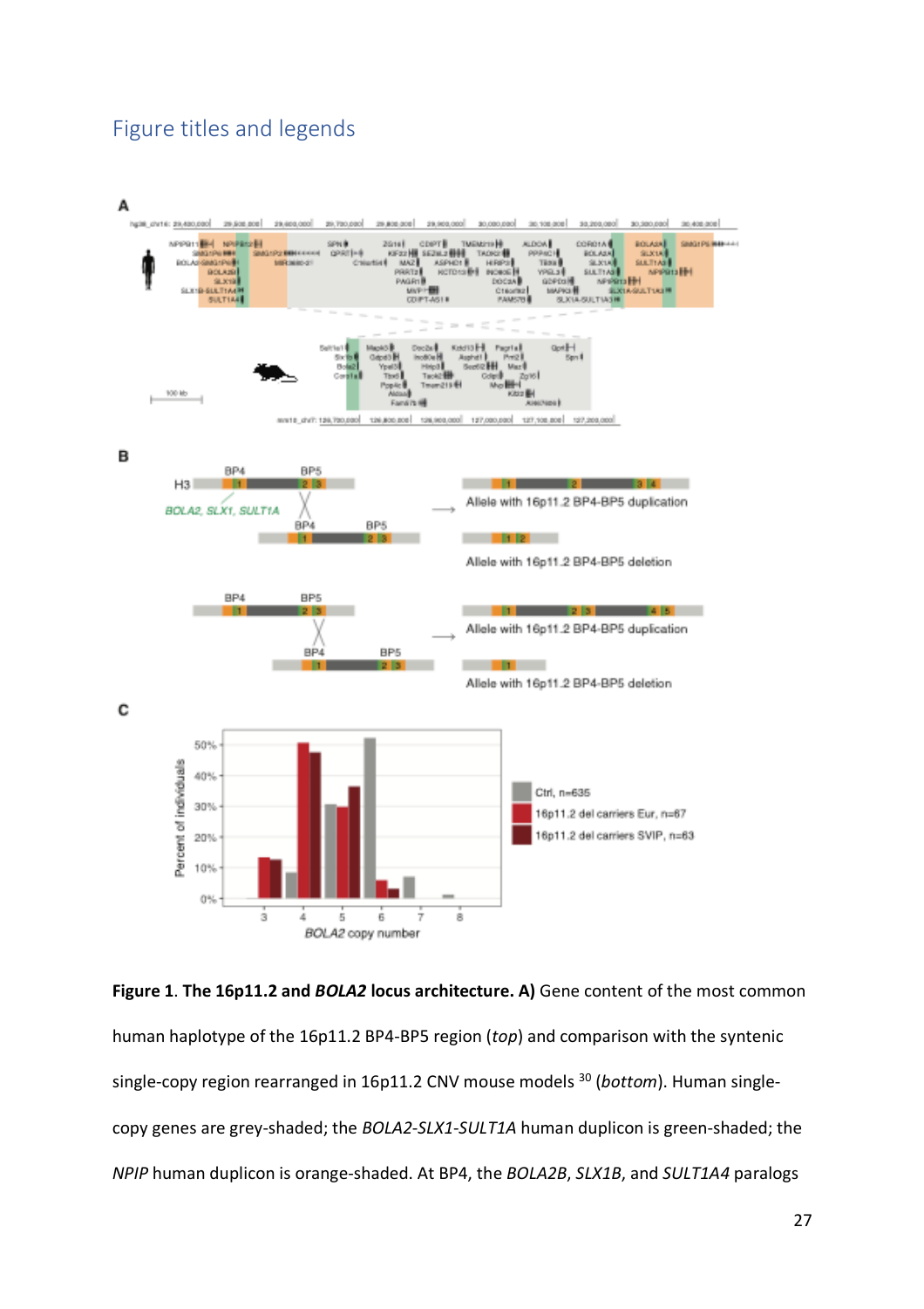## Figure titles and legends

A

B

H3

BP4

BP5

*BOLA2, SLX1, SULT1A*

Allele with 16p11.2 BP4-BP5 duplication

Allele with 16p11.2 BP4-BP5 deletion

C

Percent of individuals

0%

10%

20%

30%

40%

50%

3

4

5

6

7

8

*BOLA2* copy number

Ctrl, n=635

16p11.2 del carriers Eur, n=67

16p11.2 del carriers SVIP, n=63

**Figure 1**. **The 16p11.2 and *BOLA2* locus architecture. A)** Gene content of the most common human haplotype of the 16p11.2 BP4-BP5 region (*top*) and comparison with the syntenic single-copy region rearranged in 16p11.2 CNV mouse models [30] (*bottom*). Human single-copy genes are grey-shaded; the *BOLA2-SLX1-SULT1A* human duplicon is green-shaded; the *NPIP* human duplicon is orange-shaded. At BP4, the *BOLA2B*, *SLX1B*, and *SULT1A4* paralogs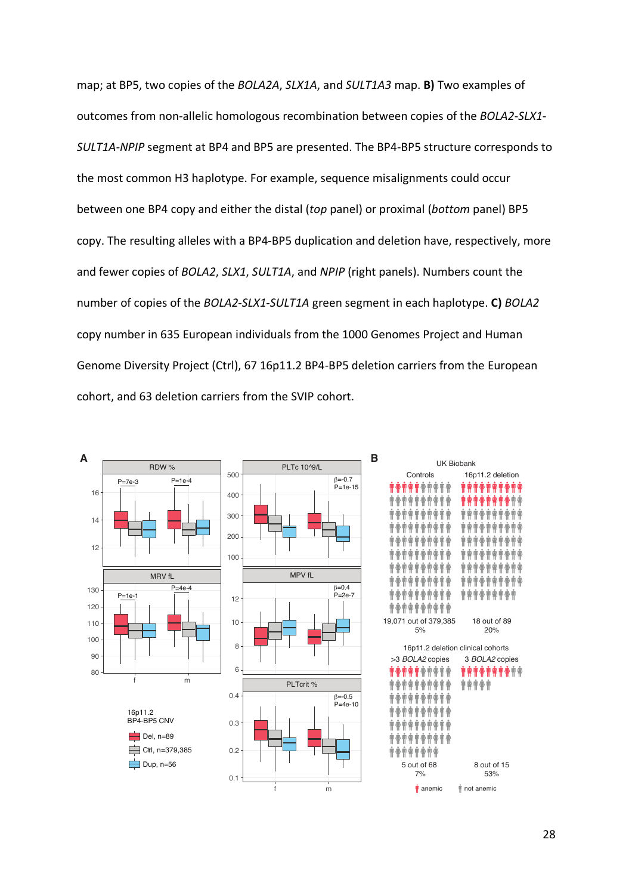map; at BP5, two copies of the *BOLA2A*, *SLX1A*, and *SULT1A3* map. **B)** Two examples of outcomes from non-allelic homologous recombination between copies of the *BOLA2-SLX1-SULT1A-NPIP* segment at BP4 and BP5 are presented. The BP4-BP5 structure corresponds to the most common H3 haplotype. For example, sequence misalignments could occur between one BP4 copy and either the distal (*top* panel) or proximal (*bottom* panel) BP5 copy. The resulting alleles with a BP4-BP5 duplication and deletion have, respectively, more and fewer copies of *BOLA2*, *SLX1*, *SULT1A*, and *NPIP* (right panels). Numbers count the number of copies of the *BOLA2-SLX1-SULT1A* green segment in each haplotype. **C)** *BOLA2* copy number in 635 European individuals from the 1000 Genomes Project and Human Genome Diversity Project (Ctrl), 67 16p11.2 BP4-BP5 deletion carriers from the European cohort, and 63 deletion carriers from the SVIP cohort.

A

RDW %
P=7e-3
P=1e-4

MRV fL
P=1e-1
P=4e-4

PLTc 10^9/L
β=-0.7
P=1e-15

MPV fL
β=0.4
P=2e-7

PLTcrit %
β=-0.5
P=4e-10

f m

16p11.2 BP4-BP5 CNV
Del, n=89
Ctrl, n=379,385
Dup, n=56

B

UK Biobank
Controls
16p11.2 deletion
19,071 out of 379,385
5%
18 out of 89
20%

16p11.2 deletion clinical cohorts
>3 *BOLA2* copies
3 *BOLA2* copies
5 out of 68
7%
8 out of 15
53%

anemic
not anemic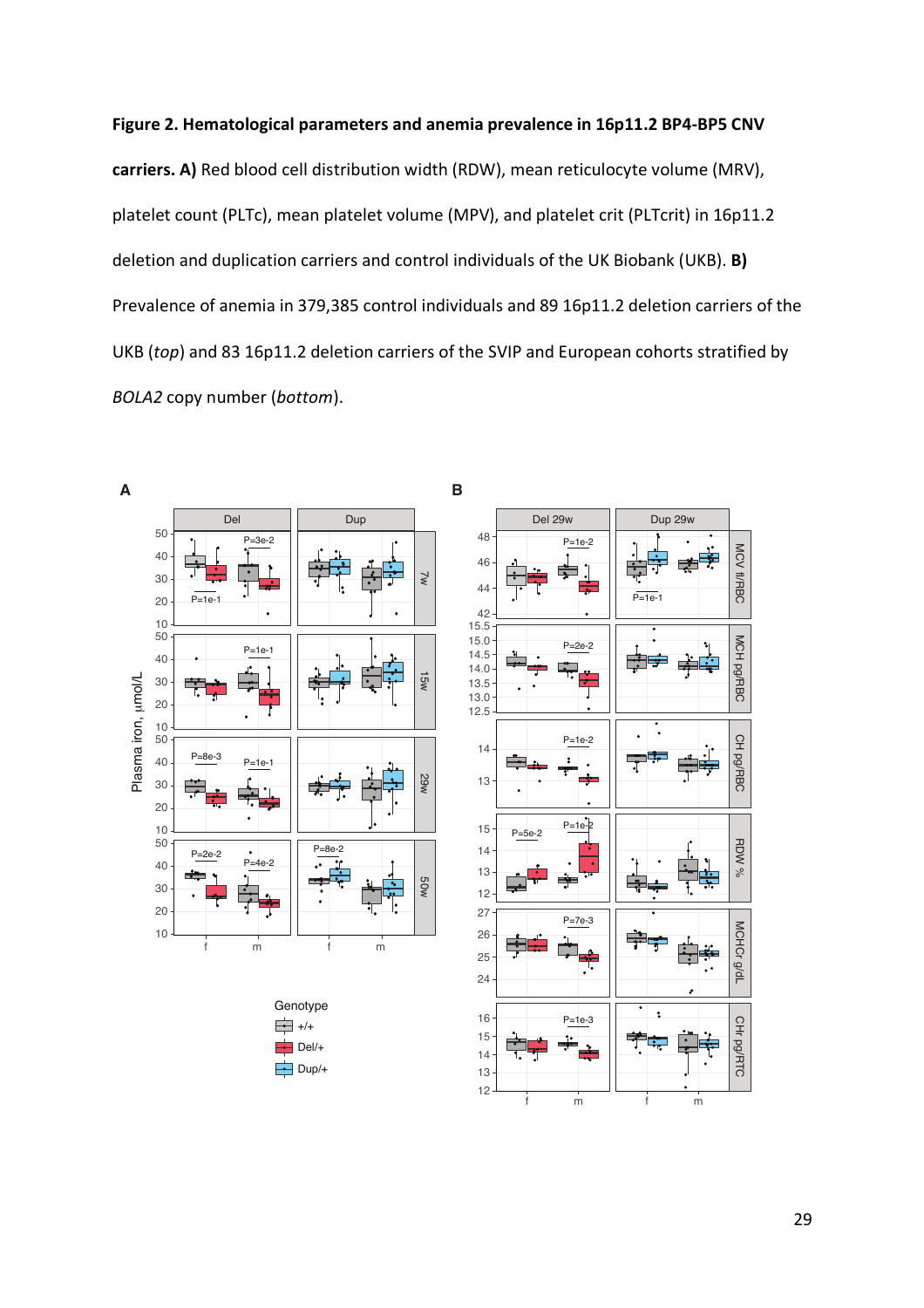**Figure 2. Hematological parameters and anemia prevalence in 16p11.2 BP4-BP5 CNV carriers. A)** Red blood cell distribution width (RDW), mean reticulocyte volume (MRV), platelet count (PLTc), mean platelet volume (MPV), and platelet crit (PLTcrit) in 16p11.2 deletion and duplication carriers and control individuals of the UK Biobank (UKB). **B)** Prevalence of anemia in 379,385 control individuals and 89 16p11.2 deletion carriers of the UKB (*top*) and 83 16p11.2 deletion carriers of the SVIP and European cohorts stratified by *BOLA2* copy number (*bottom*).

A

Del

Dup

Plasma iron, µmol/L

7w

15w

29w

50w

P=3e-2

P=1e-1

P=1e-1

P=8e-3

P=1e-1

P=2e-2

P=4e-2

P=8e-2

f

m

Genotype

+/+

Del/+

Dup/+

B

Del 29w

Dup 29w

MCV fl/RBC

MCH pg/RBC

CH pg/RBC

RDW %

MCHCr g/dL

CHr pg/RTC

P=1e-2

P=1e-1

P=2e-2

P=1e-2

P=5e-2

P=1e-2

P=7e-3

P=1e-3

f

m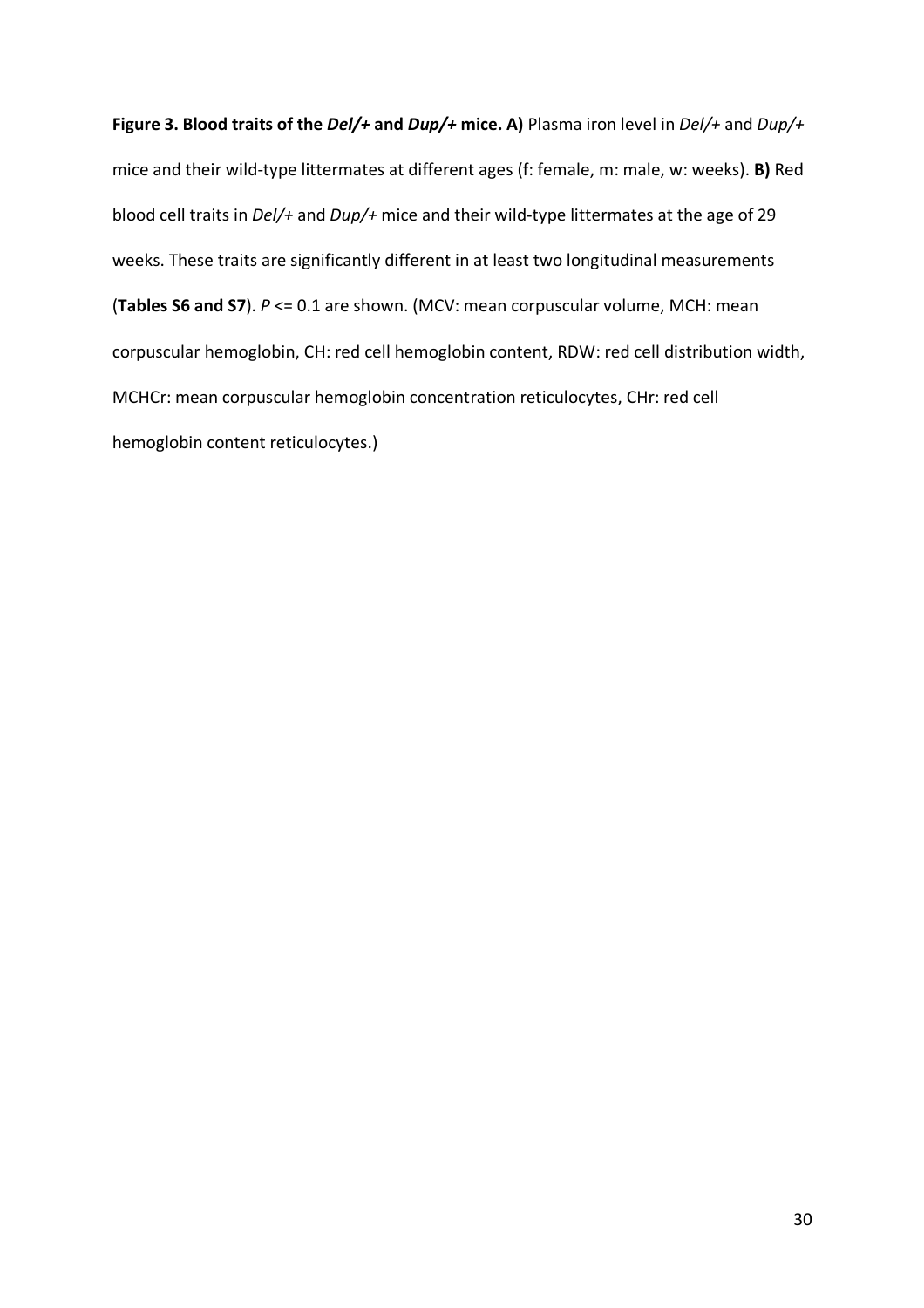**Figure 3. Blood traits of the *Del/+* and *Dup/+* mice. A)** Plasma iron level in *Del/+* and *Dup/+* mice and their wild-type littermates at different ages (f: female, m: male, w: weeks). **B)** Red blood cell traits in *Del/+* and *Dup/+* mice and their wild-type littermates at the age of 29 weeks. These traits are significantly different in at least two longitudinal measurements (**Tables S6 and S7**). $P \leq 0.1$ are shown. (MCV: mean corpuscular volume, MCH: mean corpuscular hemoglobin, CH: red cell hemoglobin content, RDW: red cell distribution width, MCHCr: mean corpuscular hemoglobin concentration reticulocytes, CHr: red cell hemoglobin content reticulocytes.)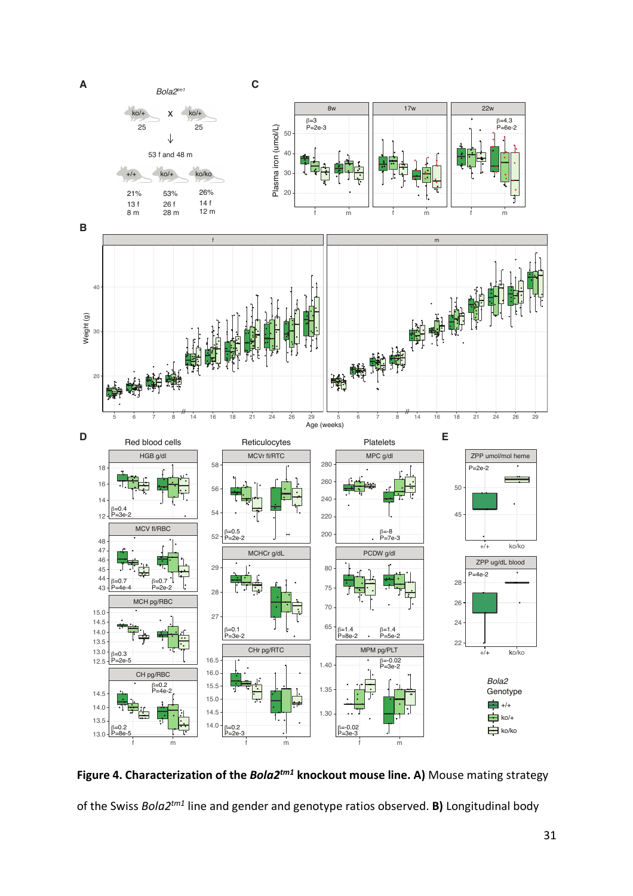A

$Bola2^{tm1}$

ko/+ x ko/+

25 25

53 f and 48 m

+/+ ko/+ ko/ko

21% 53% 26%

13 f 26 f 14 f

8 m 28 m 12 m

B

f m

Weight (g)

Age (weeks)

C

8w 17w 22w

β=3
P=2e-3

β=4.3
P=6e-2

Plasma iron (umol/L)

D

Red blood cells

HGB g/dl

β=0.4
P=3e-2

MCV fl/RBC

β=0.7
P=4e-4

β=0.7
P=2e-2

MCH pg/RBC

β=0.3
P=2e-5

CH pg/RBC

β=0.2
P=4e-2

β=0.2
P=8e-5

Reticulocytes

MCVr fl/RTC

β=0.5
P=2e-2

MCHCr g/dL

β=0.1
P=3e-2

CHr pg/RTC

β=0.2
P=2e-3

Platelets

MPC g/dl

β=-8
P=7e-3

PCDW g/dl

β=1.4
P=8e-2

β=1.4
P=5e-2

MPM pg/PLT

β=-0.02
P=3e-2

β=-0.02
P=3e-3

E

ZPP umol/mol heme

P=2e-2

ZPP ug/dL blood

P=4e-2

*Bola2* Genotype

+/+

ko/+

ko/ko

**Figure 4. Characterization of the *Bola2*^*tm1* knockout mouse line. A)** Mouse mating strategy of the Swiss *Bola2*^*tm1* line and gender and genotype ratios observed. **B)** Longitudinal body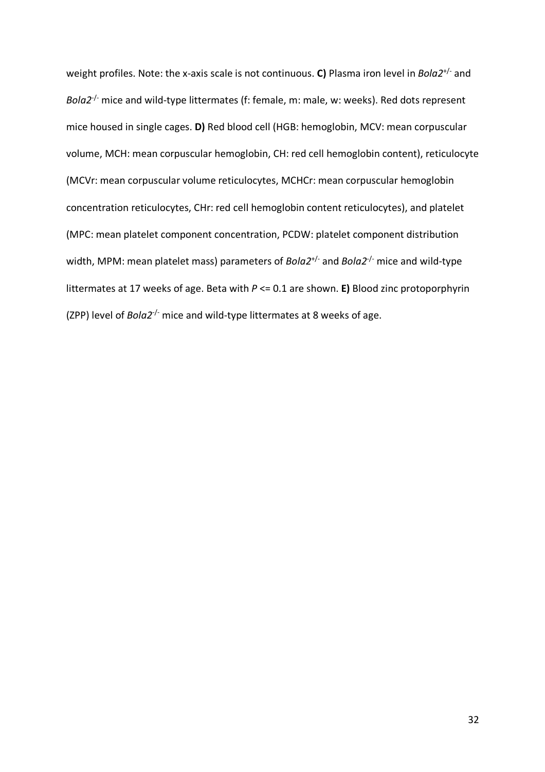weight profiles. Note: the x-axis scale is not continuous. **C)** Plasma iron level in *Bola2*$^{+/-}$ and *Bola2*$^{-/-}$ mice and wild-type littermates (f: female, m: male, w: weeks). Red dots represent mice housed in single cages. **D)** Red blood cell (HGB: hemoglobin, MCV: mean corpuscular volume, MCH: mean corpuscular hemoglobin, CH: red cell hemoglobin content), reticulocyte (MCVr: mean corpuscular volume reticulocytes, MCHCr: mean corpuscular hemoglobin concentration reticulocytes, CHr: red cell hemoglobin content reticulocytes), and platelet (MPC: mean platelet component concentration, PCDW: platelet component distribution width, MPM: mean platelet mass) parameters of *Bola2*$^{+/-}$ and *Bola2*$^{-/-}$ mice and wild-type littermates at 17 weeks of age. Beta with $P <= 0.1$ are shown. **E)** Blood zinc protoporphyrin (ZPP) level of *Bola2*$^{-/-}$ mice and wild-type littermates at 8 weeks of age.